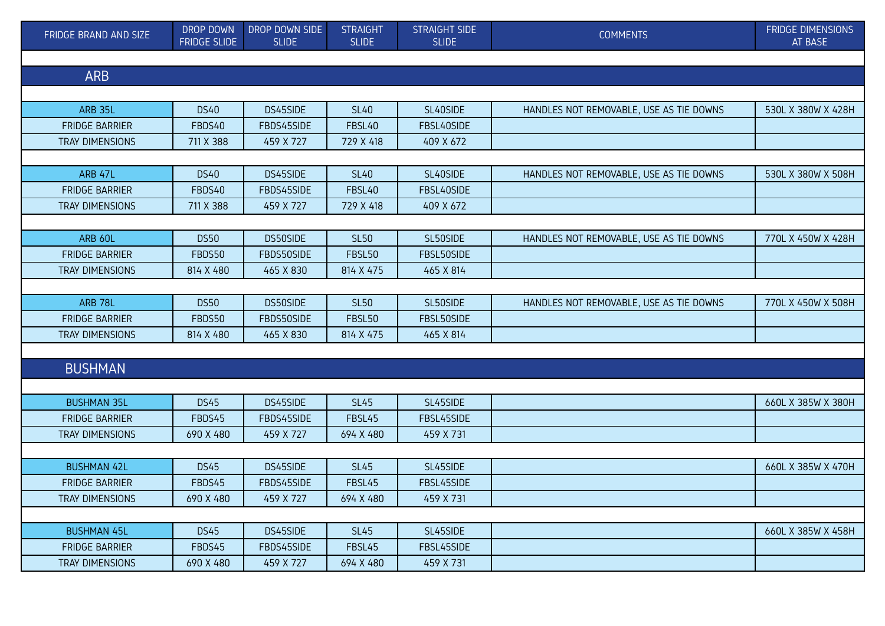| FRIDGE BRAND AND SIZE | DROP DOWN FRIDGE SLIDE | DROP DOWN SIDE SLIDE | STRAIGHT SLIDE | STRAIGHT SIDE SLIDE | COMMENTS | FRIDGE DIMENSIONS AT BASE |
|---|---|---|---|---|---|---|
| **ARB** | | | | | | |
| ARB 35L | DS40 | DS45SIDE | SL40 | SL40SIDE | HANDLES NOT REMOVABLE, USE AS TIE DOWNS | 530L X 380W X 428H |
| FRIDGE BARRIER | FBDS40 | FBDS45SIDE | FBSL40 | FBSL40SIDE | | |
| TRAY DIMENSIONS | 711 X 388 | 459 X 727 | 729 X 418 | 409 X 672 | | |
| ARB 47L | DS40 | DS45SIDE | SL40 | SL40SIDE | HANDLES NOT REMOVABLE, USE AS TIE DOWNS | 530L X 380W X 508H |
| FRIDGE BARRIER | FBDS40 | FBDS45SIDE | FBSL40 | FBSL40SIDE | | |
| TRAY DIMENSIONS | 711 X 388 | 459 X 727 | 729 X 418 | 409 X 672 | | |
| ARB 60L | DS50 | DS50SIDE | SL50 | SL50SIDE | HANDLES NOT REMOVABLE, USE AS TIE DOWNS | 770L X 450W X 428H |
| FRIDGE BARRIER | FBDS50 | FBDS50SIDE | FBSL50 | FBSL50SIDE | | |
| TRAY DIMENSIONS | 814 X 480 | 465 X 830 | 814 X 475 | 465 X 814 | | |
| ARB 78L | DS50 | DS50SIDE | SL50 | SL50SIDE | HANDLES NOT REMOVABLE, USE AS TIE DOWNS | 770L X 450W X 508H |
| FRIDGE BARRIER | FBDS50 | FBDS50SIDE | FBSL50 | FBSL50SIDE | | |
| TRAY DIMENSIONS | 814 X 480 | 465 X 830 | 814 X 475 | 465 X 814 | | |
| **BUSHMAN** | | | | | | |
| BUSHMAN 35L | DS45 | DS45SIDE | SL45 | SL45SIDE | | 660L X 385W X 380H |
| FRIDGE BARRIER | FBDS45 | FBDS45SIDE | FBSL45 | FBSL45SIDE | | |
| TRAY DIMENSIONS | 690 X 480 | 459 X 727 | 694 X 480 | 459 X 731 | | |
| BUSHMAN 42L | DS45 | DS45SIDE | SL45 | SL45SIDE | | 660L X 385W X 470H |
| FRIDGE BARRIER | FBDS45 | FBDS45SIDE | FBSL45 | FBSL45SIDE | | |
| TRAY DIMENSIONS | 690 X 480 | 459 X 727 | 694 X 480 | 459 X 731 | | |
| BUSHMAN 45L | DS45 | DS45SIDE | SL45 | SL45SIDE | | 660L X 385W X 458H |
| FRIDGE BARRIER | FBDS45 | FBDS45SIDE | FBSL45 | FBSL45SIDE | | |
| TRAY DIMENSIONS | 690 X 480 | 459 X 727 | 694 X 480 | 459 X 731 | | |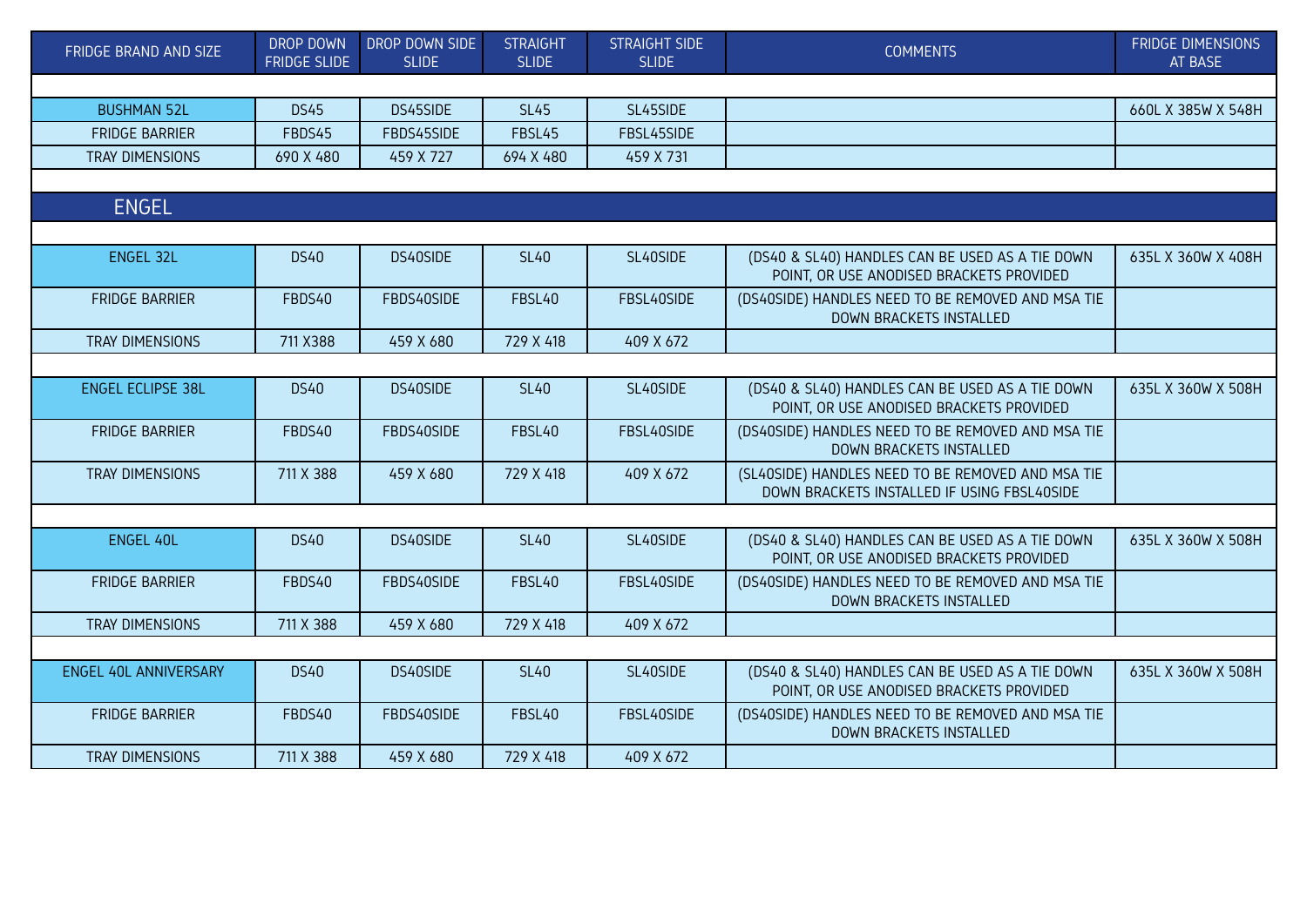| FRIDGE BRAND AND SIZE | DROP DOWN FRIDGE SLIDE | DROP DOWN SIDE SLIDE | STRAIGHT SLIDE | STRAIGHT SIDE SLIDE | COMMENTS | FRIDGE DIMENSIONS AT BASE |
|---|---|---|---|---|---|---|
| BUSHMAN 52L | DS45 | DS45SIDE | SL45 | SL45SIDE | | 660L X 385W X 548H |
| FRIDGE BARRIER | FBDS45 | FBDS45SIDE | FBSL45 | FBSL45SIDE | | |
| TRAY DIMENSIONS | 690 X 480 | 459 X 727 | 694 X 480 | 459 X 731 | | |

## ENGEL

| FRIDGE BRAND AND SIZE | DROP DOWN FRIDGE SLIDE | DROP DOWN SIDE SLIDE | STRAIGHT SLIDE | STRAIGHT SIDE SLIDE | COMMENTS | FRIDGE DIMENSIONS AT BASE |
|---|---|---|---|---|---|---|
| ENGEL 32L | DS40 | DS40SIDE | SL40 | SL40SIDE | (DS40 & SL40) HANDLES CAN BE USED AS A TIE DOWN POINT, OR USE ANODISED BRACKETS PROVIDED | 635L X 360W X 408H |
| FRIDGE BARRIER | FBDS40 | FBDS40SIDE | FBSL40 | FBSL40SIDE | (DS40SIDE) HANDLES NEED TO BE REMOVED AND MSA TIE DOWN BRACKETS INSTALLED | |
| TRAY DIMENSIONS | 711 X388 | 459 X 680 | 729 X 418 | 409 X 672 | | |
| | | | | | | |
| ENGEL ECLIPSE 38L | DS40 | DS40SIDE | SL40 | SL40SIDE | (DS40 & SL40) HANDLES CAN BE USED AS A TIE DOWN POINT, OR USE ANODISED BRACKETS PROVIDED | 635L X 360W X 508H |
| FRIDGE BARRIER | FBDS40 | FBDS40SIDE | FBSL40 | FBSL40SIDE | (DS40SIDE) HANDLES NEED TO BE REMOVED AND MSA TIE DOWN BRACKETS INSTALLED | |
| TRAY DIMENSIONS | 711 X 388 | 459 X 680 | 729 X 418 | 409 X 672 | (SL40SIDE) HANDLES NEED TO BE REMOVED AND MSA TIE DOWN BRACKETS INSTALLED IF USING FBSL40SIDE | |
| | | | | | | |
| ENGEL 40L | DS40 | DS40SIDE | SL40 | SL40SIDE | (DS40 & SL40) HANDLES CAN BE USED AS A TIE DOWN POINT, OR USE ANODISED BRACKETS PROVIDED | 635L X 360W X 508H |
| FRIDGE BARRIER | FBDS40 | FBDS40SIDE | FBSL40 | FBSL40SIDE | (DS40SIDE) HANDLES NEED TO BE REMOVED AND MSA TIE DOWN BRACKETS INSTALLED | |
| TRAY DIMENSIONS | 711 X 388 | 459 X 680 | 729 X 418 | 409 X 672 | | |
| | | | | | | |
| ENGEL 40L ANNIVERSARY | DS40 | DS40SIDE | SL40 | SL40SIDE | (DS40 & SL40) HANDLES CAN BE USED AS A TIE DOWN POINT, OR USE ANODISED BRACKETS PROVIDED | 635L X 360W X 508H |
| FRIDGE BARRIER | FBDS40 | FBDS40SIDE | FBSL40 | FBSL40SIDE | (DS40SIDE) HANDLES NEED TO BE REMOVED AND MSA TIE DOWN BRACKETS INSTALLED | |
| TRAY DIMENSIONS | 711 X 388 | 459 X 680 | 729 X 418 | 409 X 672 | | |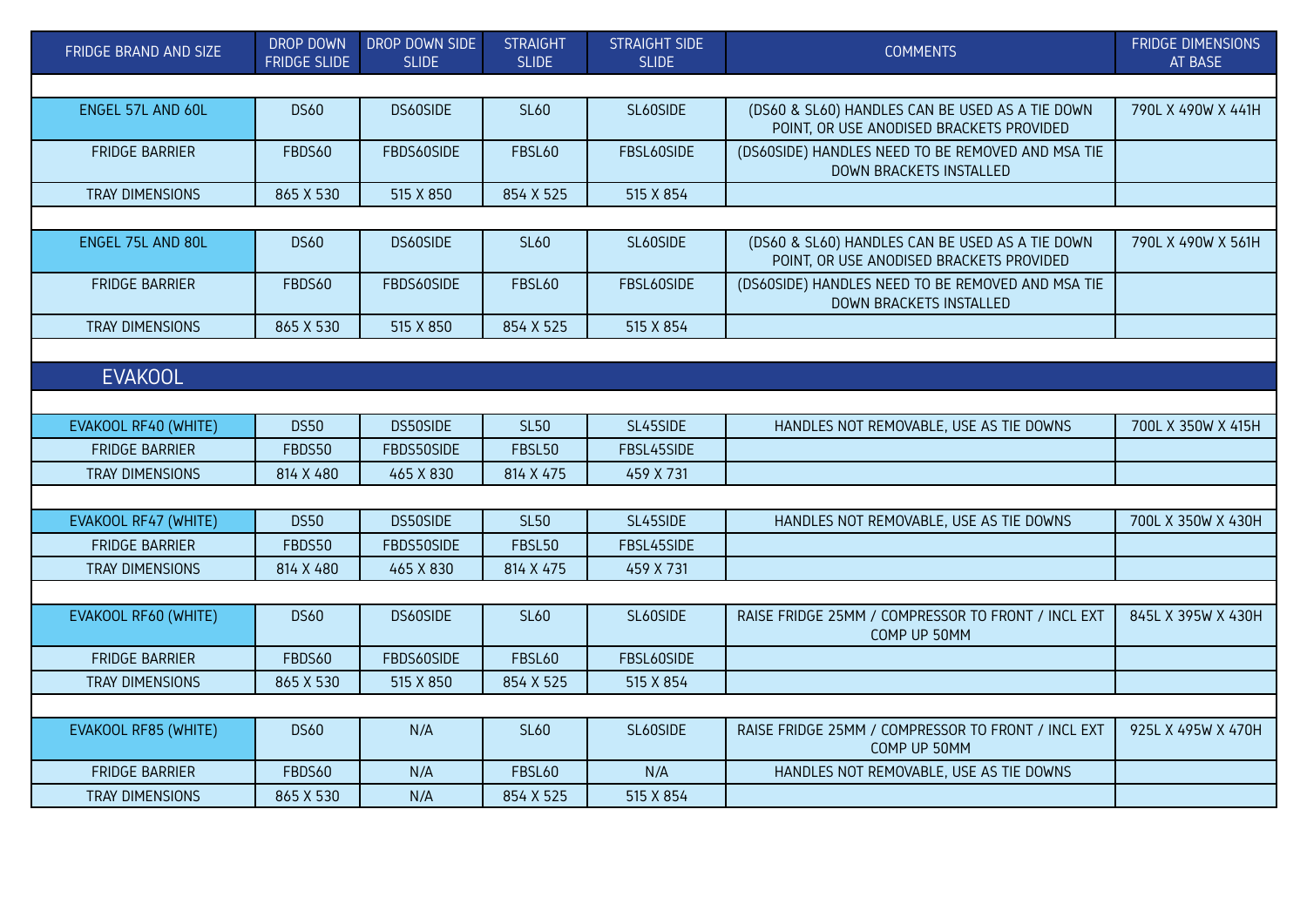| FRIDGE BRAND AND SIZE | DROP DOWN FRIDGE SLIDE | DROP DOWN SIDE SLIDE | STRAIGHT SLIDE | STRAIGHT SIDE SLIDE | COMMENTS | FRIDGE DIMENSIONS AT BASE |
|---|---|---|---|---|---|---|
| ENGEL 57L AND 60L | DS60 | DS60SIDE | SL60 | SL60SIDE | (DS60 & SL60) HANDLES CAN BE USED AS A TIE DOWN POINT, OR USE ANODISED BRACKETS PROVIDED | 790L X 490W X 441H |
| FRIDGE BARRIER | FBDS60 | FBDS60SIDE | FBSL60 | FBSL60SIDE | (DS60SIDE) HANDLES NEED TO BE REMOVED AND MSA TIE DOWN BRACKETS INSTALLED | |
| TRAY DIMENSIONS | 865 X 530 | 515 X 850 | 854 X 525 | 515 X 854 | | |
| ENGEL 75L AND 80L | DS60 | DS60SIDE | SL60 | SL60SIDE | (DS60 & SL60) HANDLES CAN BE USED AS A TIE DOWN POINT, OR USE ANODISED BRACKETS PROVIDED | 790L X 490W X 561H |
| FRIDGE BARRIER | FBDS60 | FBDS60SIDE | FBSL60 | FBSL60SIDE | (DS60SIDE) HANDLES NEED TO BE REMOVED AND MSA TIE DOWN BRACKETS INSTALLED | |
| TRAY DIMENSIONS | 865 X 530 | 515 X 850 | 854 X 525 | 515 X 854 | | |
| **EVAKOOL** | | | | | | |
| EVAKOOL RF40 (WHITE) | DS50 | DS50SIDE | SL50 | SL45SIDE | HANDLES NOT REMOVABLE, USE AS TIE DOWNS | 700L X 350W X 415H |
| FRIDGE BARRIER | FBDS50 | FBDS50SIDE | FBSL50 | FBSL45SIDE | | |
| TRAY DIMENSIONS | 814 X 480 | 465 X 830 | 814 X 475 | 459 X 731 | | |
| EVAKOOL RF47 (WHITE) | DS50 | DS50SIDE | SL50 | SL45SIDE | HANDLES NOT REMOVABLE, USE AS TIE DOWNS | 700L X 350W X 430H |
| FRIDGE BARRIER | FBDS50 | FBDS50SIDE | FBSL50 | FBSL45SIDE | | |
| TRAY DIMENSIONS | 814 X 480 | 465 X 830 | 814 X 475 | 459 X 731 | | |
| EVAKOOL RF60 (WHITE) | DS60 | DS60SIDE | SL60 | SL60SIDE | RAISE FRIDGE 25MM / COMPRESSOR TO FRONT / INCL EXT COMP UP 50MM | 845L X 395W X 430H |
| FRIDGE BARRIER | FBDS60 | FBDS60SIDE | FBSL60 | FBSL60SIDE | | |
| TRAY DIMENSIONS | 865 X 530 | 515 X 850 | 854 X 525 | 515 X 854 | | |
| EVAKOOL RF85 (WHITE) | DS60 | N/A | SL60 | SL60SIDE | RAISE FRIDGE 25MM / COMPRESSOR TO FRONT / INCL EXT COMP UP 50MM | 925L X 495W X 470H |
| FRIDGE BARRIER | FBDS60 | N/A | FBSL60 | N/A | HANDLES NOT REMOVABLE, USE AS TIE DOWNS | |
| TRAY DIMENSIONS | 865 X 530 | N/A | 854 X 525 | 515 X 854 | | |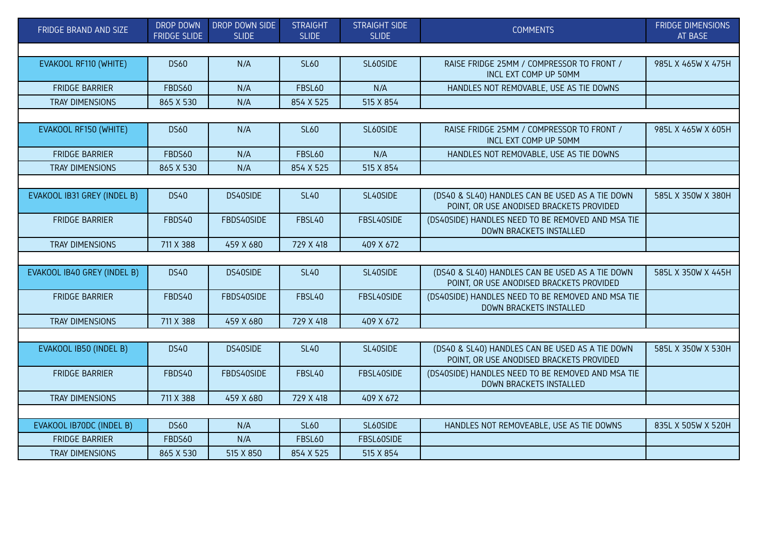| FRIDGE BRAND AND SIZE | DROP DOWN FRIDGE SLIDE | DROP DOWN SIDE SLIDE | STRAIGHT SLIDE | STRAIGHT SIDE SLIDE | COMMENTS | FRIDGE DIMENSIONS AT BASE |
|---|---|---|---|---|---|---|
| | | | | | | |
| EVAKOOL RF110 (WHITE) | DS60 | N/A | SL60 | SL60SIDE | RAISE FRIDGE 25MM / COMPRESSOR TO FRONT / INCL EXT COMP UP 50MM | 985L X 465W X 475H |
| FRIDGE BARRIER | FBDS60 | N/A | FBSL60 | N/A | HANDLES NOT REMOVABLE, USE AS TIE DOWNS | |
| TRAY DIMENSIONS | 865 X 530 | N/A | 854 X 525 | 515 X 854 | | |
| | | | | | | |
| EVAKOOL RF150 (WHITE) | DS60 | N/A | SL60 | SL60SIDE | RAISE FRIDGE 25MM / COMPRESSOR TO FRONT / INCL EXT COMP UP 50MM | 985L X 465W X 605H |
| FRIDGE BARRIER | FBDS60 | N/A | FBSL60 | N/A | HANDLES NOT REMOVABLE, USE AS TIE DOWNS | |
| TRAY DIMENSIONS | 865 X 530 | N/A | 854 X 525 | 515 X 854 | | |
| | | | | | | |
| EVAKOOL IB31 GREY (INDEL B) | DS40 | DS40SIDE | SL40 | SL40SIDE | (DS40 & SL40) HANDLES CAN BE USED AS A TIE DOWN POINT, OR USE ANODISED BRACKETS PROVIDED | 585L X 350W X 380H |
| FRIDGE BARRIER | FBDS40 | FBDS40SIDE | FBSL40 | FBSL40SIDE | (DS40SIDE) HANDLES NEED TO BE REMOVED AND MSA TIE DOWN BRACKETS INSTALLED | |
| TRAY DIMENSIONS | 711 X 388 | 459 X 680 | 729 X 418 | 409 X 672 | | |
| | | | | | | |
| EVAKOOL IB40 GREY (INDEL B) | DS40 | DS40SIDE | SL40 | SL40SIDE | (DS40 & SL40) HANDLES CAN BE USED AS A TIE DOWN POINT, OR USE ANODISED BRACKETS PROVIDED | 585L X 350W X 445H |
| FRIDGE BARRIER | FBDS40 | FBDS40SIDE | FBSL40 | FBSL40SIDE | (DS40SIDE) HANDLES NEED TO BE REMOVED AND MSA TIE DOWN BRACKETS INSTALLED | |
| TRAY DIMENSIONS | 711 X 388 | 459 X 680 | 729 X 418 | 409 X 672 | | |
| | | | | | | |
| EVAKOOL IB50 (INDEL B) | DS40 | DS40SIDE | SL40 | SL40SIDE | (DS40 & SL40) HANDLES CAN BE USED AS A TIE DOWN POINT, OR USE ANODISED BRACKETS PROVIDED | 585L X 350W X 530H |
| FRIDGE BARRIER | FBDS40 | FBDS40SIDE | FBSL40 | FBSL40SIDE | (DS40SIDE) HANDLES NEED TO BE REMOVED AND MSA TIE DOWN BRACKETS INSTALLED | |
| TRAY DIMENSIONS | 711 X 388 | 459 X 680 | 729 X 418 | 409 X 672 | | |
| | | | | | | |
| EVAKOOL IB70DC (INDEL B) | DS60 | N/A | SL60 | SL60SIDE | HANDLES NOT REMOVEABLE, USE AS TIE DOWNS | 835L X 505W X 520H |
| FRIDGE BARRIER | FBDS60 | N/A | FBSL60 | FBSL60SIDE | | |
| TRAY DIMENSIONS | 865 X 530 | 515 X 850 | 854 X 525 | 515 X 854 | | |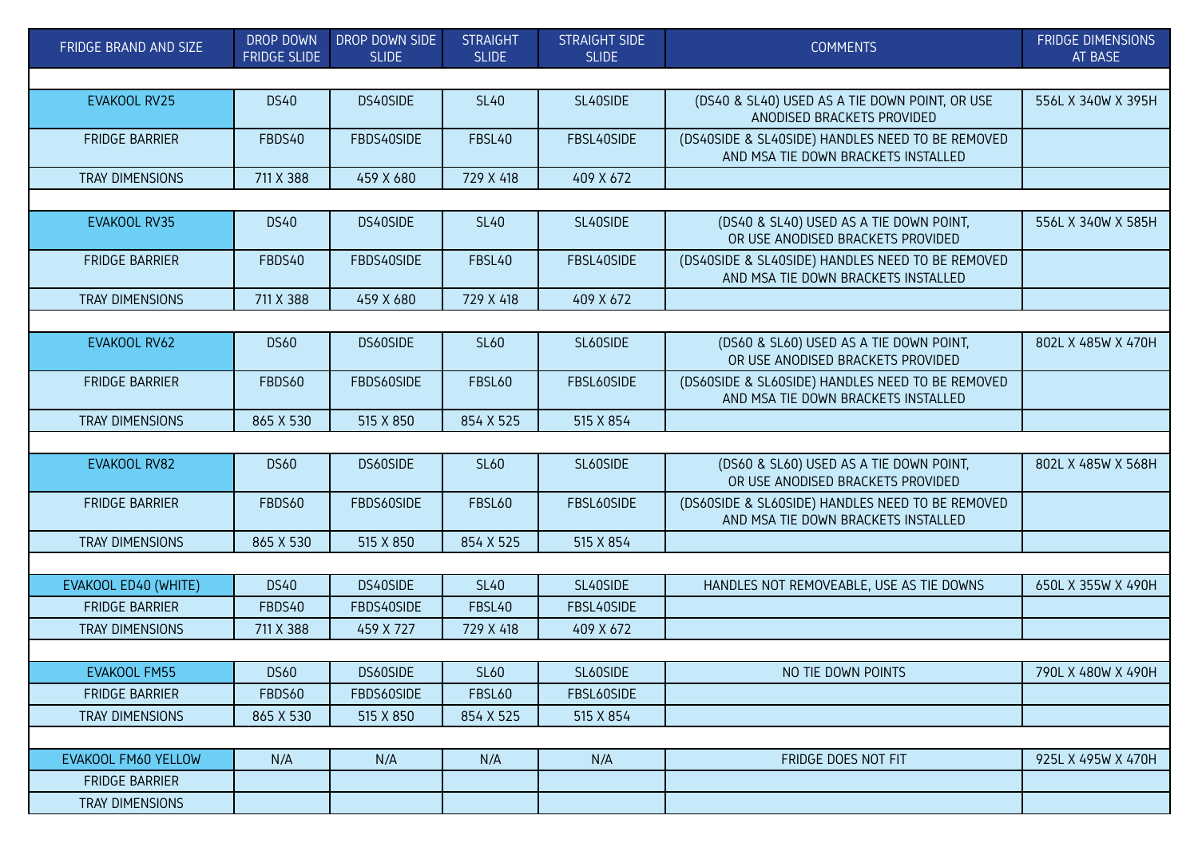| FRIDGE BRAND AND SIZE | DROP DOWN FRIDGE SLIDE | DROP DOWN SIDE SLIDE | STRAIGHT SLIDE | STRAIGHT SIDE SLIDE | COMMENTS | FRIDGE DIMENSIONS AT BASE |
|---|---|---|---|---|---|---|
| | | | | | | |
| EVAKOOL RV25 | DS40 | DS40SIDE | SL40 | SL40SIDE | (DS40 & SL40) USED AS A TIE DOWN POINT, OR USE ANODISED BRACKETS PROVIDED | 556L X 340W X 395H |
| FRIDGE BARRIER | FBDS40 | FBDS40SIDE | FBSL40 | FBSL40SIDE | (DS40SIDE & SL40SIDE) HANDLES NEED TO BE REMOVED AND MSA TIE DOWN BRACKETS INSTALLED | |
| TRAY DIMENSIONS | 711 X 388 | 459 X 680 | 729 X 418 | 409 X 672 | | |
| | | | | | | |
| EVAKOOL RV35 | DS40 | DS40SIDE | SL40 | SL40SIDE | (DS40 & SL40) USED AS A TIE DOWN POINT, OR USE ANODISED BRACKETS PROVIDED | 556L X 340W X 585H |
| FRIDGE BARRIER | FBDS40 | FBDS40SIDE | FBSL40 | FBSL40SIDE | (DS40SIDE & SL40SIDE) HANDLES NEED TO BE REMOVED AND MSA TIE DOWN BRACKETS INSTALLED | |
| TRAY DIMENSIONS | 711 X 388 | 459 X 680 | 729 X 418 | 409 X 672 | | |
| | | | | | | |
| EVAKOOL RV62 | DS60 | DS60SIDE | SL60 | SL60SIDE | (DS60 & SL60) USED AS A TIE DOWN POINT, OR USE ANODISED BRACKETS PROVIDED | 802L X 485W X 470H |
| FRIDGE BARRIER | FBDS60 | FBDS60SIDE | FBSL60 | FBSL60SIDE | (DS60SIDE & SL60SIDE) HANDLES NEED TO BE REMOVED AND MSA TIE DOWN BRACKETS INSTALLED | |
| TRAY DIMENSIONS | 865 X 530 | 515 X 850 | 854 X 525 | 515 X 854 | | |
| | | | | | | |
| EVAKOOL RV82 | DS60 | DS60SIDE | SL60 | SL60SIDE | (DS60 & SL60) USED AS A TIE DOWN POINT, OR USE ANODISED BRACKETS PROVIDED | 802L X 485W X 568H |
| FRIDGE BARRIER | FBDS60 | FBDS60SIDE | FBSL60 | FBSL60SIDE | (DS60SIDE & SL60SIDE) HANDLES NEED TO BE REMOVED AND MSA TIE DOWN BRACKETS INSTALLED | |
| TRAY DIMENSIONS | 865 X 530 | 515 X 850 | 854 X 525 | 515 X 854 | | |
| | | | | | | |
| EVAKOOL ED40 (WHITE) | DS40 | DS40SIDE | SL40 | SL40SIDE | HANDLES NOT REMOVEABLE, USE AS TIE DOWNS | 650L X 355W X 490H |
| FRIDGE BARRIER | FBDS40 | FBDS40SIDE | FBSL40 | FBSL40SIDE | | |
| TRAY DIMENSIONS | 711 X 388 | 459 X 727 | 729 X 418 | 409 X 672 | | |
| | | | | | | |
| EVAKOOL FM55 | DS60 | DS60SIDE | SL60 | SL60SIDE | NO TIE DOWN POINTS | 790L X 480W X 490H |
| FRIDGE BARRIER | FBDS60 | FBDS60SIDE | FBSL60 | FBSL60SIDE | | |
| TRAY DIMENSIONS | 865 X 530 | 515 X 850 | 854 X 525 | 515 X 854 | | |
| | | | | | | |
| EVAKOOL FM60 YELLOW | N/A | N/A | N/A | N/A | FRIDGE DOES NOT FIT | 925L X 495W X 470H |
| FRIDGE BARRIER | | | | | | |
| TRAY DIMENSIONS | | | | | | |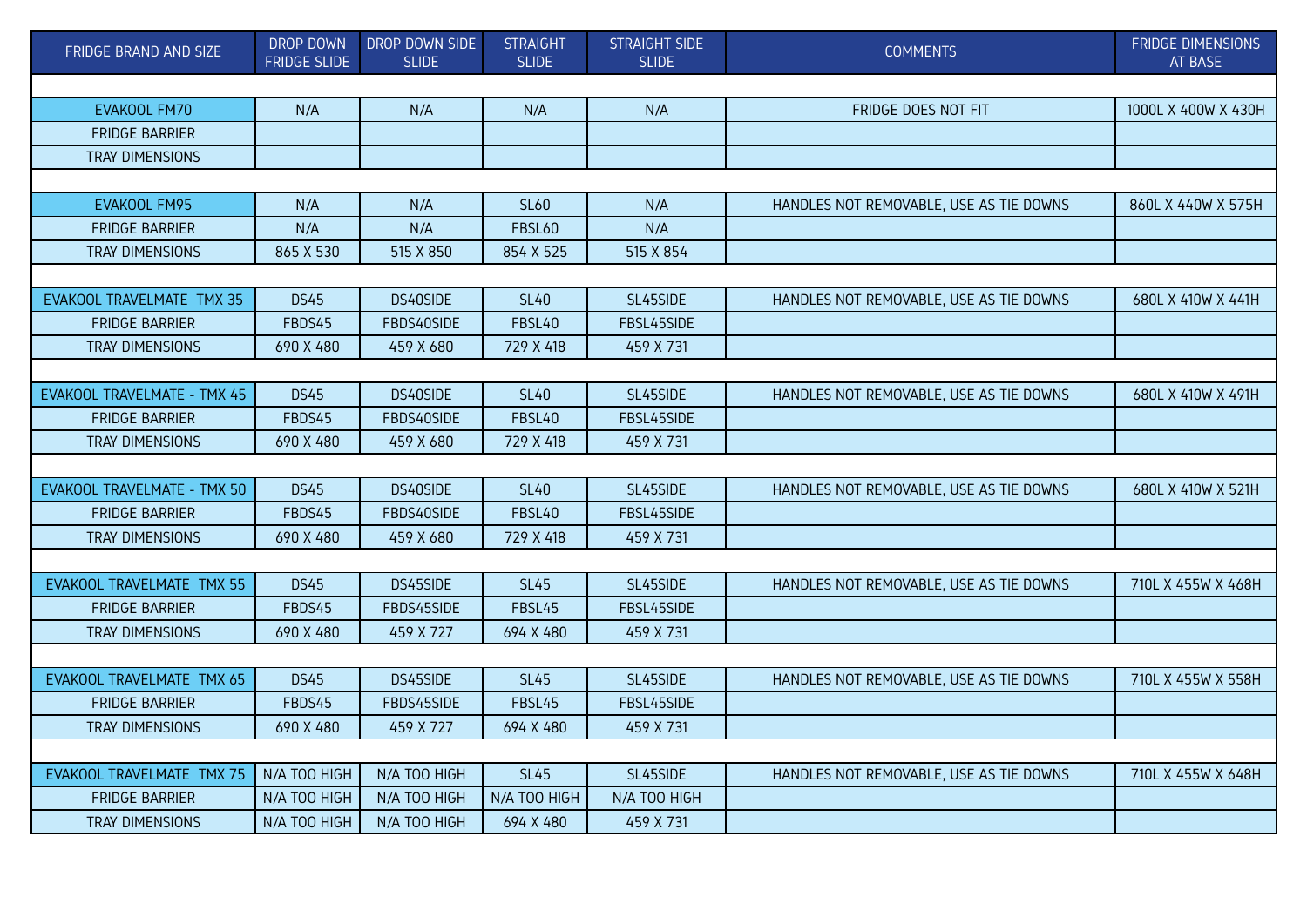| FRIDGE BRAND AND SIZE | DROP DOWN FRIDGE SLIDE | DROP DOWN SIDE SLIDE | STRAIGHT SLIDE | STRAIGHT SIDE SLIDE | COMMENTS | FRIDGE DIMENSIONS AT BASE |
|---|---|---|---|---|---|---|
| | | | | | | |
| EVAKOOL FM70 | N/A | N/A | N/A | N/A | FRIDGE DOES NOT FIT | 1000L X 400W X 430H |
| FRIDGE BARRIER | | | | | | |
| TRAY DIMENSIONS | | | | | | |
| | | | | | | |
| EVAKOOL FM95 | N/A | N/A | SL60 | N/A | HANDLES NOT REMOVABLE, USE AS TIE DOWNS | 860L X 440W X 575H |
| FRIDGE BARRIER | N/A | N/A | FBSL60 | N/A | | |
| TRAY DIMENSIONS | 865 X 530 | 515 X 850 | 854 X 525 | 515 X 854 | | |
| | | | | | | |
| EVAKOOL TRAVELMATE TMX 35 | DS45 | DS40SIDE | SL40 | SL45SIDE | HANDLES NOT REMOVABLE, USE AS TIE DOWNS | 680L X 410W X 441H |
| FRIDGE BARRIER | FBDS45 | FBDS40SIDE | FBSL40 | FBSL45SIDE | | |
| TRAY DIMENSIONS | 690 X 480 | 459 X 680 | 729 X 418 | 459 X 731 | | |
| | | | | | | |
| EVAKOOL TRAVELMATE - TMX 45 | DS45 | DS40SIDE | SL40 | SL45SIDE | HANDLES NOT REMOVABLE, USE AS TIE DOWNS | 680L X 410W X 491H |
| FRIDGE BARRIER | FBDS45 | FBDS40SIDE | FBSL40 | FBSL45SIDE | | |
| TRAY DIMENSIONS | 690 X 480 | 459 X 680 | 729 X 418 | 459 X 731 | | |
| | | | | | | |
| EVAKOOL TRAVELMATE - TMX 50 | DS45 | DS40SIDE | SL40 | SL45SIDE | HANDLES NOT REMOVABLE, USE AS TIE DOWNS | 680L X 410W X 521H |
| FRIDGE BARRIER | FBDS45 | FBDS40SIDE | FBSL40 | FBSL45SIDE | | |
| TRAY DIMENSIONS | 690 X 480 | 459 X 680 | 729 X 418 | 459 X 731 | | |
| | | | | | | |
| EVAKOOL TRAVELMATE TMX 55 | DS45 | DS45SIDE | SL45 | SL45SIDE | HANDLES NOT REMOVABLE, USE AS TIE DOWNS | 710L X 455W X 468H |
| FRIDGE BARRIER | FBDS45 | FBDS45SIDE | FBSL45 | FBSL45SIDE | | |
| TRAY DIMENSIONS | 690 X 480 | 459 X 727 | 694 X 480 | 459 X 731 | | |
| | | | | | | |
| EVAKOOL TRAVELMATE TMX 65 | DS45 | DS45SIDE | SL45 | SL45SIDE | HANDLES NOT REMOVABLE, USE AS TIE DOWNS | 710L X 455W X 558H |
| FRIDGE BARRIER | FBDS45 | FBDS45SIDE | FBSL45 | FBSL45SIDE | | |
| TRAY DIMENSIONS | 690 X 480 | 459 X 727 | 694 X 480 | 459 X 731 | | |
| | | | | | | |
| EVAKOOL TRAVELMATE TMX 75 | N/A TOO HIGH | N/A TOO HIGH | SL45 | SL45SIDE | HANDLES NOT REMOVABLE, USE AS TIE DOWNS | 710L X 455W X 648H |
| FRIDGE BARRIER | N/A TOO HIGH | N/A TOO HIGH | N/A TOO HIGH | N/A TOO HIGH | | |
| TRAY DIMENSIONS | N/A TOO HIGH | N/A TOO HIGH | 694 X 480 | 459 X 731 | | |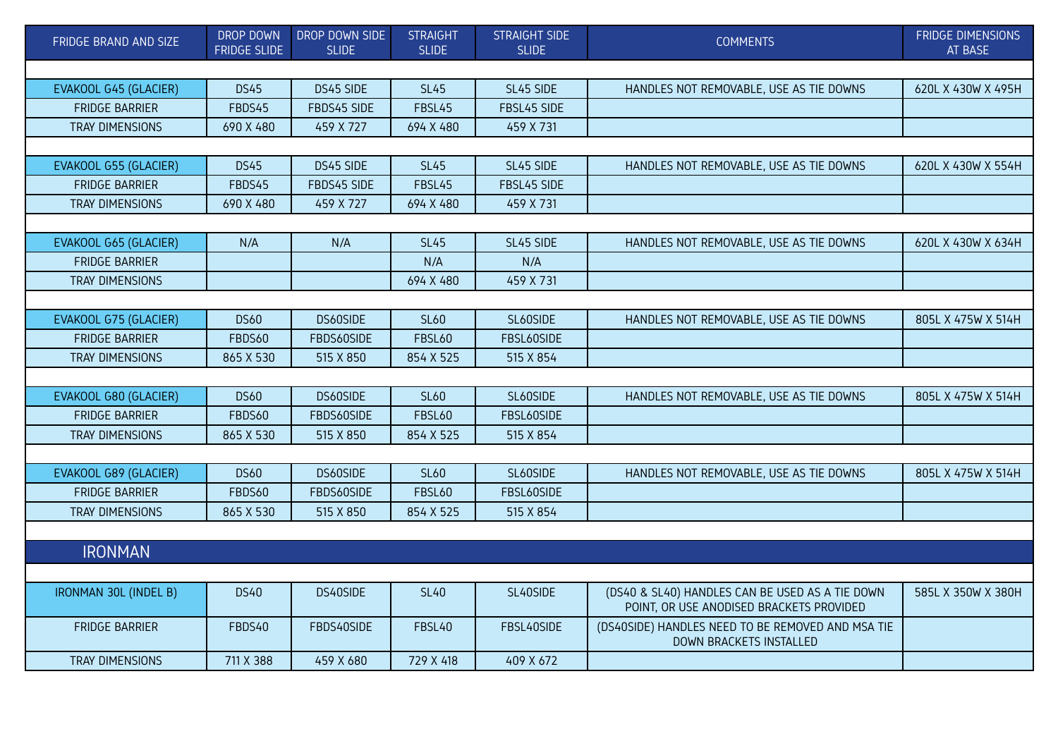| FRIDGE BRAND AND SIZE | DROP DOWN FRIDGE SLIDE | DROP DOWN SIDE SLIDE | STRAIGHT SLIDE | STRAIGHT SIDE SLIDE | COMMENTS | FRIDGE DIMENSIONS AT BASE |
|---|---|---|---|---|---|---|
| EVAKOOL G45 (GLACIER) | DS45 | DS45 SIDE | SL45 | SL45 SIDE | HANDLES NOT REMOVABLE, USE AS TIE DOWNS | 620L X 430W X 495H |
| FRIDGE BARRIER | FBDS45 | FBDS45 SIDE | FBSL45 | FBSL45 SIDE | | |
| TRAY DIMENSIONS | 690 X 480 | 459 X 727 | 694 X 480 | 459 X 731 | | |
| EVAKOOL G55 (GLACIER) | DS45 | DS45 SIDE | SL45 | SL45 SIDE | HANDLES NOT REMOVABLE, USE AS TIE DOWNS | 620L X 430W X 554H |
| FRIDGE BARRIER | FBDS45 | FBDS45 SIDE | FBSL45 | FBSL45 SIDE | | |
| TRAY DIMENSIONS | 690 X 480 | 459 X 727 | 694 X 480 | 459 X 731 | | |
| EVAKOOL G65 (GLACIER) | N/A | N/A | SL45 | SL45 SIDE | HANDLES NOT REMOVABLE, USE AS TIE DOWNS | 620L X 430W X 634H |
| FRIDGE BARRIER | | | N/A | N/A | | |
| TRAY DIMENSIONS | | | 694 X 480 | 459 X 731 | | |
| EVAKOOL G75 (GLACIER) | DS60 | DS60SIDE | SL60 | SL60SIDE | HANDLES NOT REMOVABLE, USE AS TIE DOWNS | 805L X 475W X 514H |
| FRIDGE BARRIER | FBDS60 | FBDS60SIDE | FBSL60 | FBSL60SIDE | | |
| TRAY DIMENSIONS | 865 X 530 | 515 X 850 | 854 X 525 | 515 X 854 | | |
| EVAKOOL G80 (GLACIER) | DS60 | DS60SIDE | SL60 | SL60SIDE | HANDLES NOT REMOVABLE, USE AS TIE DOWNS | 805L X 475W X 514H |
| FRIDGE BARRIER | FBDS60 | FBDS60SIDE | FBSL60 | FBSL60SIDE | | |
| TRAY DIMENSIONS | 865 X 530 | 515 X 850 | 854 X 525 | 515 X 854 | | |
| EVAKOOL G89 (GLACIER) | DS60 | DS60SIDE | SL60 | SL60SIDE | HANDLES NOT REMOVABLE, USE AS TIE DOWNS | 805L X 475W X 514H |
| FRIDGE BARRIER | FBDS60 | FBDS60SIDE | FBSL60 | FBSL60SIDE | | |
| TRAY DIMENSIONS | 865 X 530 | 515 X 850 | 854 X 525 | 515 X 854 | | |
| **IRONMAN** | | | | | | |
| IRONMAN 30L (INDEL B) | DS40 | DS40SIDE | SL40 | SL40SIDE | (DS40 & SL40) HANDLES CAN BE USED AS A TIE DOWN POINT, OR USE ANODISED BRACKETS PROVIDED | 585L X 350W X 380H |
| FRIDGE BARRIER | FBDS40 | FBDS40SIDE | FBSL40 | FBSL40SIDE | (DS40SIDE) HANDLES NEED TO BE REMOVED AND MSA TIE DOWN BRACKETS INSTALLED | |
| TRAY DIMENSIONS | 711 X 388 | 459 X 680 | 729 X 418 | 409 X 672 | | |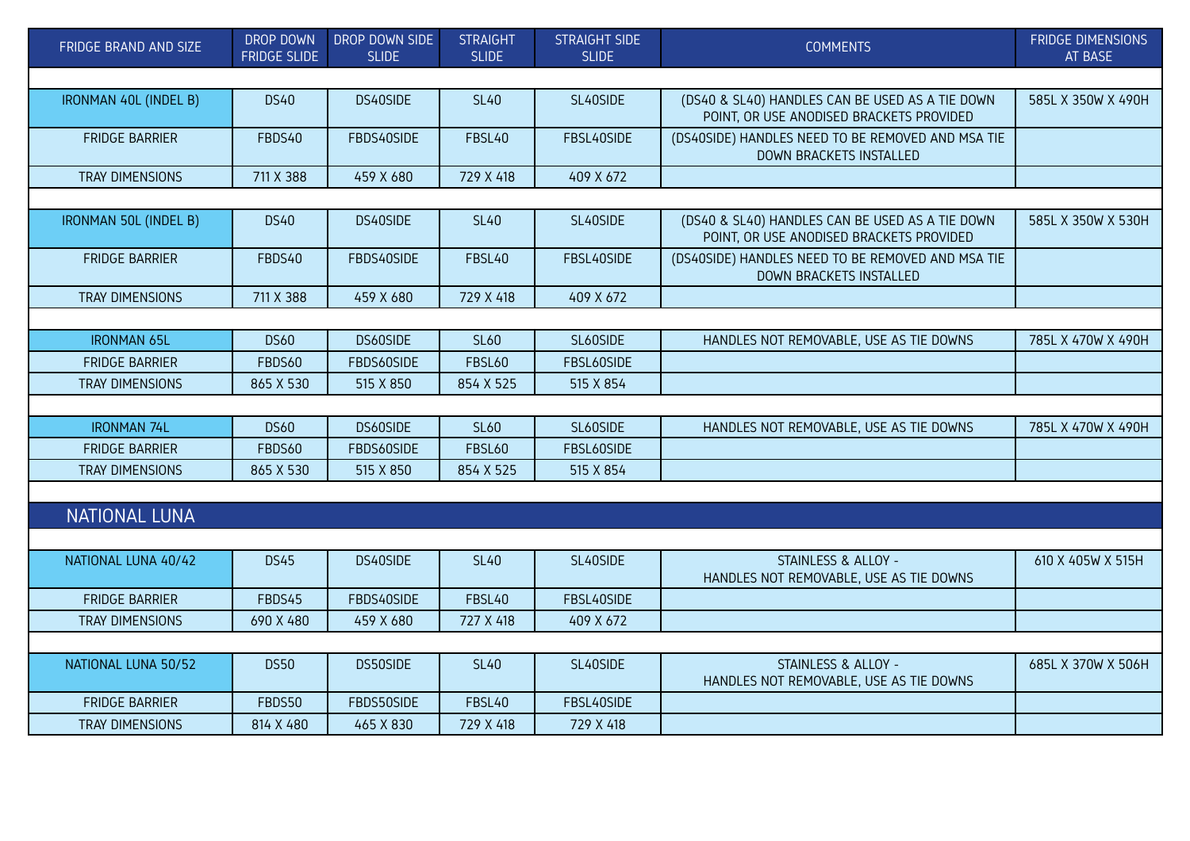| FRIDGE BRAND AND SIZE | DROP DOWN FRIDGE SLIDE | DROP DOWN SIDE SLIDE | STRAIGHT SLIDE | STRAIGHT SIDE SLIDE | COMMENTS | FRIDGE DIMENSIONS AT BASE |
|---|---|---|---|---|---|---|
| | | | | | | |
| IRONMAN 40L (INDEL B) | DS40 | DS40SIDE | SL40 | SL40SIDE | (DS40 & SL40) HANDLES CAN BE USED AS A TIE DOWN POINT, OR USE ANODISED BRACKETS PROVIDED | 585L X 350W X 490H |
| FRIDGE BARRIER | FBDS40 | FBDS40SIDE | FBSL40 | FBSL40SIDE | (DS40SIDE) HANDLES NEED TO BE REMOVED AND MSA TIE DOWN BRACKETS INSTALLED | |
| TRAY DIMENSIONS | 711 X 388 | 459 X 680 | 729 X 418 | 409 X 672 | | |
| | | | | | | |
| IRONMAN 50L (INDEL B) | DS40 | DS40SIDE | SL40 | SL40SIDE | (DS40 & SL40) HANDLES CAN BE USED AS A TIE DOWN POINT, OR USE ANODISED BRACKETS PROVIDED | 585L X 350W X 530H |
| FRIDGE BARRIER | FBDS40 | FBDS40SIDE | FBSL40 | FBSL40SIDE | (DS40SIDE) HANDLES NEED TO BE REMOVED AND MSA TIE DOWN BRACKETS INSTALLED | |
| TRAY DIMENSIONS | 711 X 388 | 459 X 680 | 729 X 418 | 409 X 672 | | |
| | | | | | | |
| IRONMAN 65L | DS60 | DS60SIDE | SL60 | SL60SIDE | HANDLES NOT REMOVABLE, USE AS TIE DOWNS | 785L X 470W X 490H |
| FRIDGE BARRIER | FBDS60 | FBDS60SIDE | FBSL60 | FBSL60SIDE | | |
| TRAY DIMENSIONS | 865 X 530 | 515 X 850 | 854 X 525 | 515 X 854 | | |
| | | | | | | |
| IRONMAN 74L | DS60 | DS60SIDE | SL60 | SL60SIDE | HANDLES NOT REMOVABLE, USE AS TIE DOWNS | 785L X 470W X 490H |
| FRIDGE BARRIER | FBDS60 | FBDS60SIDE | FBSL60 | FBSL60SIDE | | |
| TRAY DIMENSIONS | 865 X 530 | 515 X 850 | 854 X 525 | 515 X 854 | | |
| | | | | | | |
| **NATIONAL LUNA** | | | | | | |
| | | | | | | |
| NATIONAL LUNA 40/42 | DS45 | DS40SIDE | SL40 | SL40SIDE | STAINLESS & ALLOY - HANDLES NOT REMOVABLE, USE AS TIE DOWNS | 610 X 405W X 515H |
| FRIDGE BARRIER | FBDS45 | FBDS40SIDE | FBSL40 | FBSL40SIDE | | |
| TRAY DIMENSIONS | 690 X 480 | 459 X 680 | 727 X 418 | 409 X 672 | | |
| | | | | | | |
| NATIONAL LUNA 50/52 | DS50 | DS50SIDE | SL40 | SL40SIDE | STAINLESS & ALLOY - HANDLES NOT REMOVABLE, USE AS TIE DOWNS | 685L X 370W X 506H |
| FRIDGE BARRIER | FBDS50 | FBDS50SIDE | FBSL40 | FBSL40SIDE | | |
| TRAY DIMENSIONS | 814 X 480 | 465 X 830 | 729 X 418 | 729 X 418 | | |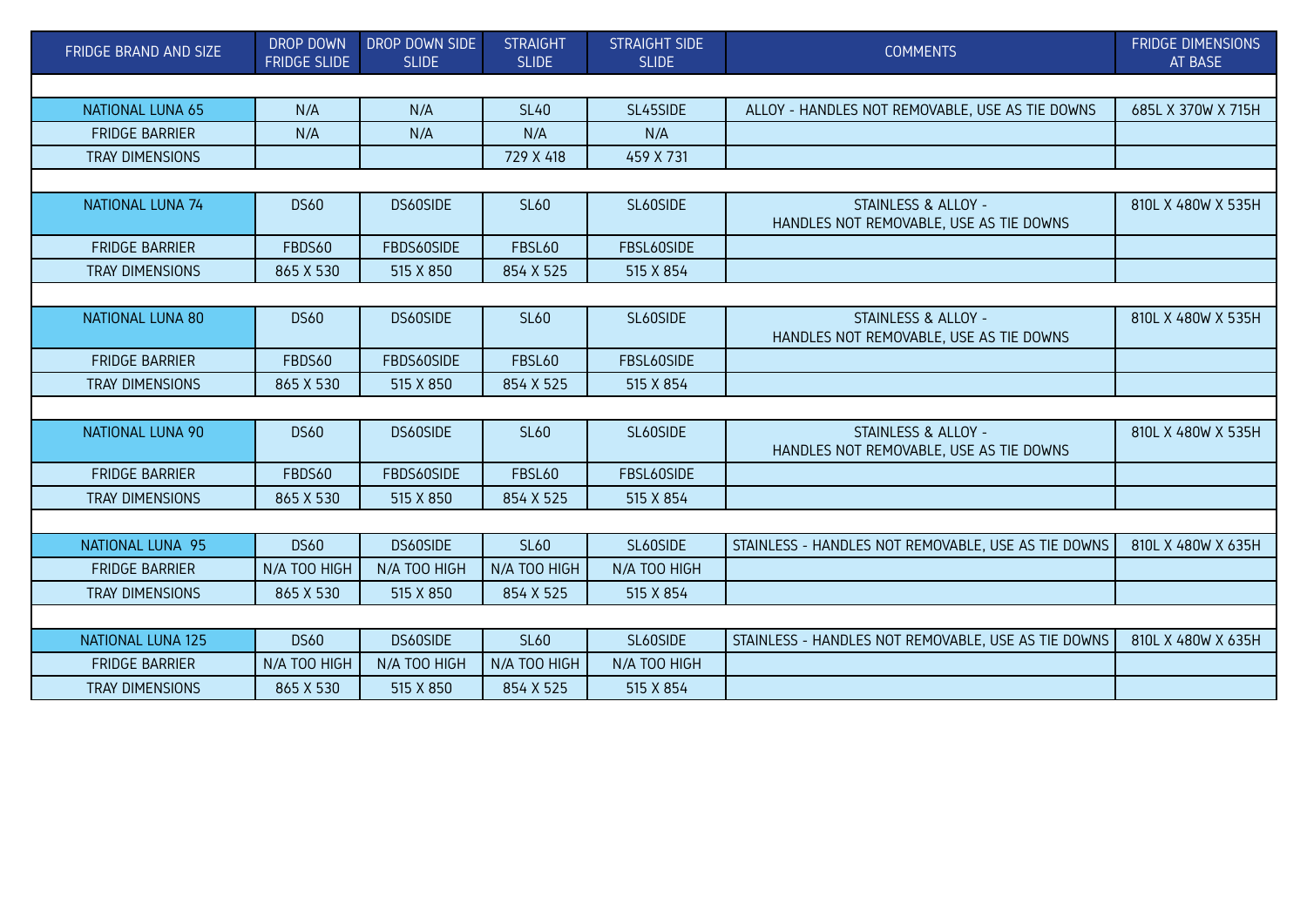| FRIDGE BRAND AND SIZE | DROP DOWN FRIDGE SLIDE | DROP DOWN SIDE SLIDE | STRAIGHT SLIDE | STRAIGHT SIDE SLIDE | COMMENTS | FRIDGE DIMENSIONS AT BASE |
|---|---|---|---|---|---|---|
| | | | | | | |
| NATIONAL LUNA 65 | N/A | N/A | SL40 | SL45SIDE | ALLOY - HANDLES NOT REMOVABLE, USE AS TIE DOWNS | 685L X 370W X 715H |
| FRIDGE BARRIER | N/A | N/A | N/A | N/A | | |
| TRAY DIMENSIONS | | | 729 X 418 | 459 X 731 | | |
| | | | | | | |
| NATIONAL LUNA 74 | DS60 | DS60SIDE | SL60 | SL60SIDE | STAINLESS & ALLOY - HANDLES NOT REMOVABLE, USE AS TIE DOWNS | 810L X 480W X 535H |
| FRIDGE BARRIER | FBDS60 | FBDS60SIDE | FBSL60 | FBSL60SIDE | | |
| TRAY DIMENSIONS | 865 X 530 | 515 X 850 | 854 X 525 | 515 X 854 | | |
| | | | | | | |
| NATIONAL LUNA 80 | DS60 | DS60SIDE | SL60 | SL60SIDE | STAINLESS & ALLOY - HANDLES NOT REMOVABLE, USE AS TIE DOWNS | 810L X 480W X 535H |
| FRIDGE BARRIER | FBDS60 | FBDS60SIDE | FBSL60 | FBSL60SIDE | | |
| TRAY DIMENSIONS | 865 X 530 | 515 X 850 | 854 X 525 | 515 X 854 | | |
| | | | | | | |
| NATIONAL LUNA 90 | DS60 | DS60SIDE | SL60 | SL60SIDE | STAINLESS & ALLOY - HANDLES NOT REMOVABLE, USE AS TIE DOWNS | 810L X 480W X 535H |
| FRIDGE BARRIER | FBDS60 | FBDS60SIDE | FBSL60 | FBSL60SIDE | | |
| TRAY DIMENSIONS | 865 X 530 | 515 X 850 | 854 X 525 | 515 X 854 | | |
| | | | | | | |
| NATIONAL LUNA 95 | DS60 | DS60SIDE | SL60 | SL60SIDE | STAINLESS - HANDLES NOT REMOVABLE, USE AS TIE DOWNS | 810L X 480W X 635H |
| FRIDGE BARRIER | N/A TOO HIGH | N/A TOO HIGH | N/A TOO HIGH | N/A TOO HIGH | | |
| TRAY DIMENSIONS | 865 X 530 | 515 X 850 | 854 X 525 | 515 X 854 | | |
| | | | | | | |
| NATIONAL LUNA 125 | DS60 | DS60SIDE | SL60 | SL60SIDE | STAINLESS - HANDLES NOT REMOVABLE, USE AS TIE DOWNS | 810L X 480W X 635H |
| FRIDGE BARRIER | N/A TOO HIGH | N/A TOO HIGH | N/A TOO HIGH | N/A TOO HIGH | | |
| TRAY DIMENSIONS | 865 X 530 | 515 X 850 | 854 X 525 | 515 X 854 | | |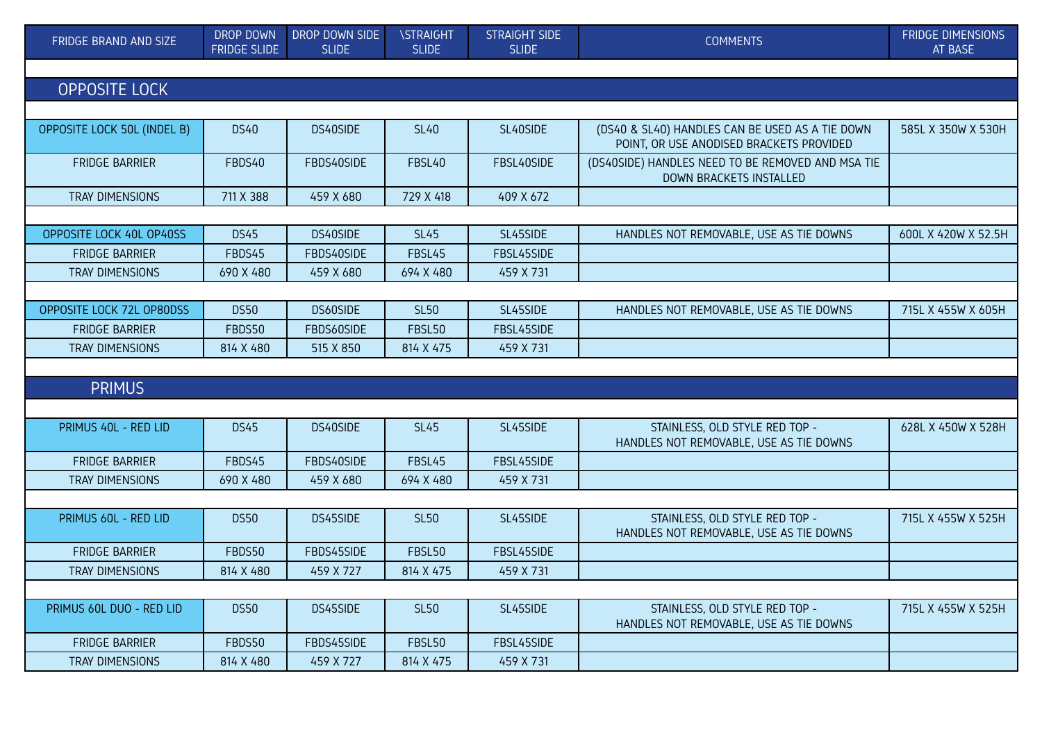| FRIDGE BRAND AND SIZE | DROP DOWN FRIDGE SLIDE | DROP DOWN SIDE SLIDE | \STRAIGHT SLIDE | STRAIGHT SIDE SLIDE | COMMENTS | FRIDGE DIMENSIONS AT BASE |
|---|---|---|---|---|---|---|
| | | | | | | |
| **OPPOSITE LOCK** | | | | | | |
| | | | | | | |
| OPPOSITE LOCK 50L (INDEL B) | DS40 | DS40SIDE | SL40 | SL40SIDE | (DS40 & SL40) HANDLES CAN BE USED AS A TIE DOWN POINT, OR USE ANODISED BRACKETS PROVIDED | 585L X 350W X 530H |
| FRIDGE BARRIER | FBDS40 | FBDS40SIDE | FBSL40 | FBSL40SIDE | (DS40SIDE) HANDLES NEED TO BE REMOVED AND MSA TIE DOWN BRACKETS INSTALLED | |
| TRAY DIMENSIONS | 711 X 388 | 459 X 680 | 729 X 418 | 409 X 672 | | |
| | | | | | | |
| OPPOSITE LOCK 40L OP40SS | DS45 | DS40SIDE | SL45 | SL45SIDE | HANDLES NOT REMOVABLE, USE AS TIE DOWNS | 600L X 420W X 52.5H |
| FRIDGE BARRIER | FBDS45 | FBDS40SIDE | FBSL45 | FBSL45SIDE | | |
| TRAY DIMENSIONS | 690 X 480 | 459 X 680 | 694 X 480 | 459 X 731 | | |
| | | | | | | |
| OPPOSITE LOCK 72L OP80DSS | DS50 | DS60SIDE | SL50 | SL45SIDE | HANDLES NOT REMOVABLE, USE AS TIE DOWNS | 715L X 455W X 605H |
| FRIDGE BARRIER | FBDS50 | FBDS60SIDE | FBSL50 | FBSL45SIDE | | |
| TRAY DIMENSIONS | 814 X 480 | 515 X 850 | 814 X 475 | 459 X 731 | | |
| | | | | | | |
| **PRIMUS** | | | | | | |
| | | | | | | |
| PRIMUS 40L - RED LID | DS45 | DS40SIDE | SL45 | SL45SIDE | STAINLESS, OLD STYLE RED TOP - HANDLES NOT REMOVABLE, USE AS TIE DOWNS | 628L X 450W X 528H |
| FRIDGE BARRIER | FBDS45 | FBDS40SIDE | FBSL45 | FBSL45SIDE | | |
| TRAY DIMENSIONS | 690 X 480 | 459 X 680 | 694 X 480 | 459 X 731 | | |
| | | | | | | |
| PRIMUS 60L - RED LID | DS50 | DS45SIDE | SL50 | SL45SIDE | STAINLESS, OLD STYLE RED TOP - HANDLES NOT REMOVABLE, USE AS TIE DOWNS | 715L X 455W X 525H |
| FRIDGE BARRIER | FBDS50 | FBDS45SIDE | FBSL50 | FBSL45SIDE | | |
| TRAY DIMENSIONS | 814 X 480 | 459 X 727 | 814 X 475 | 459 X 731 | | |
| | | | | | | |
| PRIMUS 60L DUO - RED LID | DS50 | DS45SIDE | SL50 | SL45SIDE | STAINLESS, OLD STYLE RED TOP - HANDLES NOT REMOVABLE, USE AS TIE DOWNS | 715L X 455W X 525H |
| FRIDGE BARRIER | FBDS50 | FBDS45SIDE | FBSL50 | FBSL45SIDE | | |
| TRAY DIMENSIONS | 814 X 480 | 459 X 727 | 814 X 475 | 459 X 731 | | |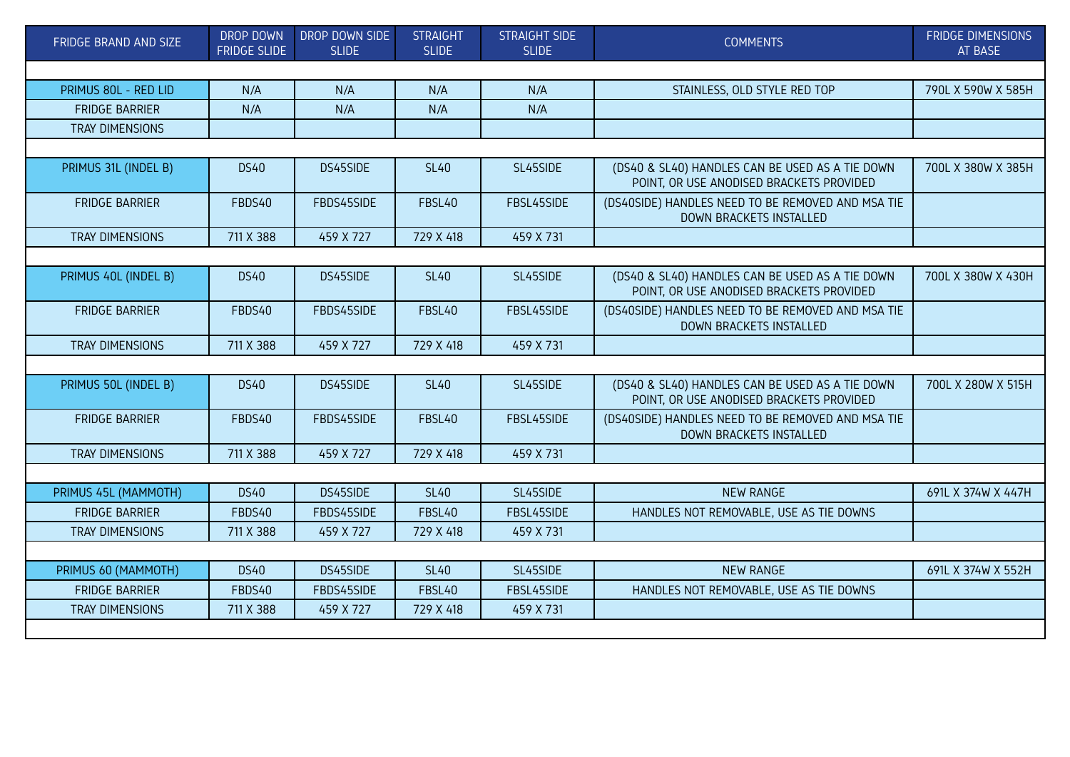| FRIDGE BRAND AND SIZE | DROP DOWN FRIDGE SLIDE | DROP DOWN SIDE SLIDE | STRAIGHT SLIDE | STRAIGHT SIDE SLIDE | COMMENTS | FRIDGE DIMENSIONS AT BASE |
|---|---|---|---|---|---|---|
| | | | | | | |
| PRIMUS 80L - RED LID | N/A | N/A | N/A | N/A | STAINLESS, OLD STYLE RED TOP | 790L X 590W X 585H |
| FRIDGE BARRIER | N/A | N/A | N/A | N/A | | |
| TRAY DIMENSIONS | | | | | | |
| | | | | | | |
| PRIMUS 31L (INDEL B) | DS40 | DS45SIDE | SL40 | SL45SIDE | (DS40 & SL40) HANDLES CAN BE USED AS A TIE DOWN POINT, OR USE ANODISED BRACKETS PROVIDED | 700L X 380W X 385H |
| FRIDGE BARRIER | FBDS40 | FBDS45SIDE | FBSL40 | FBSL45SIDE | (DS40SIDE) HANDLES NEED TO BE REMOVED AND MSA TIE DOWN BRACKETS INSTALLED | |
| TRAY DIMENSIONS | 711 X 388 | 459 X 727 | 729 X 418 | 459 X 731 | | |
| | | | | | | |
| PRIMUS 40L (INDEL B) | DS40 | DS45SIDE | SL40 | SL45SIDE | (DS40 & SL40) HANDLES CAN BE USED AS A TIE DOWN POINT, OR USE ANODISED BRACKETS PROVIDED | 700L X 380W X 430H |
| FRIDGE BARRIER | FBDS40 | FBDS45SIDE | FBSL40 | FBSL45SIDE | (DS40SIDE) HANDLES NEED TO BE REMOVED AND MSA TIE DOWN BRACKETS INSTALLED | |
| TRAY DIMENSIONS | 711 X 388 | 459 X 727 | 729 X 418 | 459 X 731 | | |
| | | | | | | |
| PRIMUS 50L (INDEL B) | DS40 | DS45SIDE | SL40 | SL45SIDE | (DS40 & SL40) HANDLES CAN BE USED AS A TIE DOWN POINT, OR USE ANODISED BRACKETS PROVIDED | 700L X 280W X 515H |
| FRIDGE BARRIER | FBDS40 | FBDS45SIDE | FBSL40 | FBSL45SIDE | (DS40SIDE) HANDLES NEED TO BE REMOVED AND MSA TIE DOWN BRACKETS INSTALLED | |
| TRAY DIMENSIONS | 711 X 388 | 459 X 727 | 729 X 418 | 459 X 731 | | |
| | | | | | | |
| PRIMUS 45L (MAMMOTH) | DS40 | DS45SIDE | SL40 | SL45SIDE | NEW RANGE | 691L X 374W X 447H |
| FRIDGE BARRIER | FBDS40 | FBDS45SIDE | FBSL40 | FBSL45SIDE | HANDLES NOT REMOVABLE, USE AS TIE DOWNS | |
| TRAY DIMENSIONS | 711 X 388 | 459 X 727 | 729 X 418 | 459 X 731 | | |
| | | | | | | |
| PRIMUS 60 (MAMMOTH) | DS40 | DS45SIDE | SL40 | SL45SIDE | NEW RANGE | 691L X 374W X 552H |
| FRIDGE BARRIER | FBDS40 | FBDS45SIDE | FBSL40 | FBSL45SIDE | HANDLES NOT REMOVABLE, USE AS TIE DOWNS | |
| TRAY DIMENSIONS | 711 X 388 | 459 X 727 | 729 X 418 | 459 X 731 | | |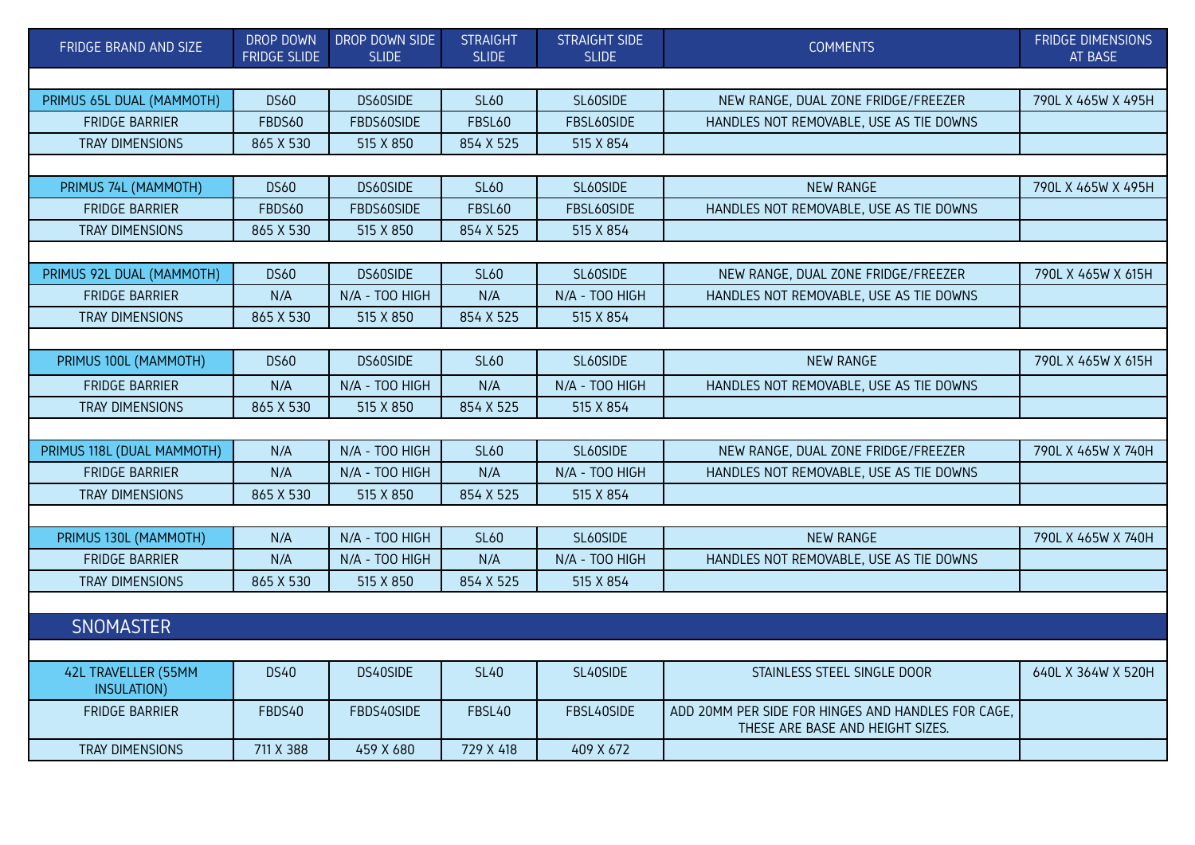| FRIDGE BRAND AND SIZE | DROP DOWN FRIDGE SLIDE | DROP DOWN SIDE SLIDE | STRAIGHT SLIDE | STRAIGHT SIDE SLIDE | COMMENTS | FRIDGE DIMENSIONS AT BASE |
|---|---|---|---|---|---|---|
| PRIMUS 65L DUAL (MAMMOTH) | DS60 | DS60SIDE | SL60 | SL60SIDE | NEW RANGE, DUAL ZONE FRIDGE/FREEZER | 790L X 465W X 495H |
| FRIDGE BARRIER | FBDS60 | FBDS60SIDE | FBSL60 | FBSL60SIDE | HANDLES NOT REMOVABLE, USE AS TIE DOWNS | |
| TRAY DIMENSIONS | 865 X 530 | 515 X 850 | 854 X 525 | 515 X 854 | | |
| | | | | | | |
| PRIMUS 74L (MAMMOTH) | DS60 | DS60SIDE | SL60 | SL60SIDE | NEW RANGE | 790L X 465W X 495H |
| FRIDGE BARRIER | FBDS60 | FBDS60SIDE | FBSL60 | FBSL60SIDE | HANDLES NOT REMOVABLE, USE AS TIE DOWNS | |
| TRAY DIMENSIONS | 865 X 530 | 515 X 850 | 854 X 525 | 515 X 854 | | |
| | | | | | | |
| PRIMUS 92L DUAL (MAMMOTH) | DS60 | DS60SIDE | SL60 | SL60SIDE | NEW RANGE, DUAL ZONE FRIDGE/FREEZER | 790L X 465W X 615H |
| FRIDGE BARRIER | N/A | N/A - TOO HIGH | N/A | N/A - TOO HIGH | HANDLES NOT REMOVABLE, USE AS TIE DOWNS | |
| TRAY DIMENSIONS | 865 X 530 | 515 X 850 | 854 X 525 | 515 X 854 | | |
| | | | | | | |
| PRIMUS 100L (MAMMOTH) | DS60 | DS60SIDE | SL60 | SL60SIDE | NEW RANGE | 790L X 465W X 615H |
| FRIDGE BARRIER | N/A | N/A - TOO HIGH | N/A | N/A - TOO HIGH | HANDLES NOT REMOVABLE, USE AS TIE DOWNS | |
| TRAY DIMENSIONS | 865 X 530 | 515 X 850 | 854 X 525 | 515 X 854 | | |
| | | | | | | |
| PRIMUS 118L (DUAL MAMMOTH) | N/A | N/A - TOO HIGH | SL60 | SL60SIDE | NEW RANGE, DUAL ZONE FRIDGE/FREEZER | 790L X 465W X 740H |
| FRIDGE BARRIER | N/A | N/A - TOO HIGH | N/A | N/A - TOO HIGH | HANDLES NOT REMOVABLE, USE AS TIE DOWNS | |
| TRAY DIMENSIONS | 865 X 530 | 515 X 850 | 854 X 525 | 515 X 854 | | |
| | | | | | | |
| PRIMUS 130L (MAMMOTH) | N/A | N/A - TOO HIGH | SL60 | SL60SIDE | NEW RANGE | 790L X 465W X 740H |
| FRIDGE BARRIER | N/A | N/A - TOO HIGH | N/A | N/A - TOO HIGH | HANDLES NOT REMOVABLE, USE AS TIE DOWNS | |
| TRAY DIMENSIONS | 865 X 530 | 515 X 850 | 854 X 525 | 515 X 854 | | |
| | | | | | | |
| **SNOMASTER** | | | | | | |
| | | | | | | |
| 42L TRAVELLER (55MM INSULATION) | DS40 | DS40SIDE | SL40 | SL40SIDE | STAINLESS STEEL SINGLE DOOR | 640L X 364W X 520H |
| FRIDGE BARRIER | FBDS40 | FBDS40SIDE | FBSL40 | FBSL40SIDE | ADD 20MM PER SIDE FOR HINGES AND HANDLES FOR CAGE, THESE ARE BASE AND HEIGHT SIZES. | |
| TRAY DIMENSIONS | 711 X 388 | 459 X 680 | 729 X 418 | 409 X 672 | | |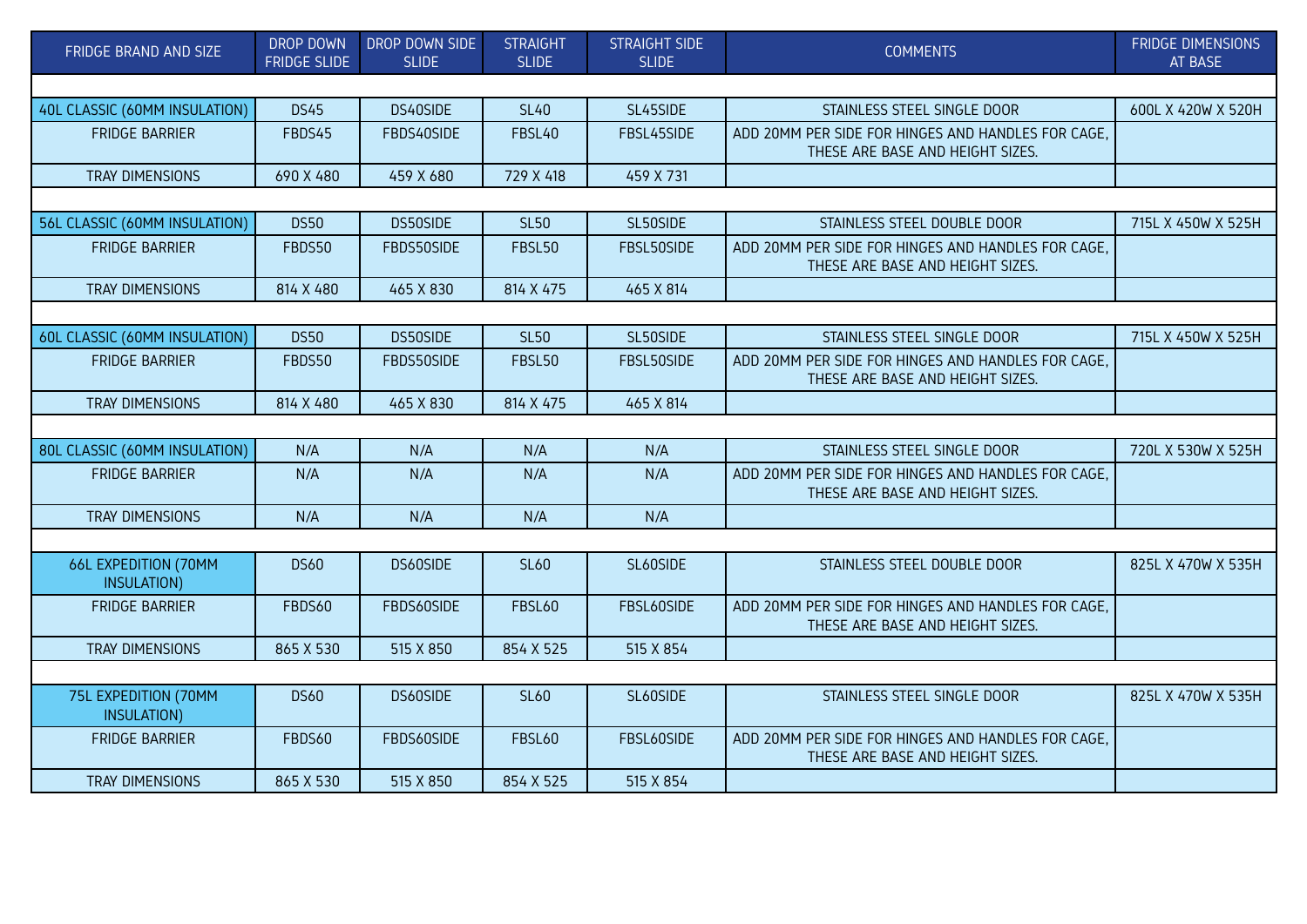| FRIDGE BRAND AND SIZE | DROP DOWN FRIDGE SLIDE | DROP DOWN SIDE SLIDE | STRAIGHT SLIDE | STRAIGHT SIDE SLIDE | COMMENTS | FRIDGE DIMENSIONS AT BASE |
|---|---|---|---|---|---|---|
| | | | | | | |
| 40L CLASSIC (60MM INSULATION) | DS45 | DS40SIDE | SL40 | SL45SIDE | STAINLESS STEEL SINGLE DOOR | 600L X 420W X 520H |
| FRIDGE BARRIER | FBDS45 | FBDS40SIDE | FBSL40 | FBSL45SIDE | ADD 20MM PER SIDE FOR HINGES AND HANDLES FOR CAGE, THESE ARE BASE AND HEIGHT SIZES. | |
| TRAY DIMENSIONS | 690 X 480 | 459 X 680 | 729 X 418 | 459 X 731 | | |
| | | | | | | |
| 56L CLASSIC (60MM INSULATION) | DS50 | DS50SIDE | SL50 | SL50SIDE | STAINLESS STEEL DOUBLE DOOR | 715L X 450W X 525H |
| FRIDGE BARRIER | FBDS50 | FBDS50SIDE | FBSL50 | FBSL50SIDE | ADD 20MM PER SIDE FOR HINGES AND HANDLES FOR CAGE, THESE ARE BASE AND HEIGHT SIZES. | |
| TRAY DIMENSIONS | 814 X 480 | 465 X 830 | 814 X 475 | 465 X 814 | | |
| | | | | | | |
| 60L CLASSIC (60MM INSULATION) | DS50 | DS50SIDE | SL50 | SL50SIDE | STAINLESS STEEL SINGLE DOOR | 715L X 450W X 525H |
| FRIDGE BARRIER | FBDS50 | FBDS50SIDE | FBSL50 | FBSL50SIDE | ADD 20MM PER SIDE FOR HINGES AND HANDLES FOR CAGE, THESE ARE BASE AND HEIGHT SIZES. | |
| TRAY DIMENSIONS | 814 X 480 | 465 X 830 | 814 X 475 | 465 X 814 | | |
| | | | | | | |
| 80L CLASSIC (60MM INSULATION) | N/A | N/A | N/A | N/A | STAINLESS STEEL SINGLE DOOR | 720L X 530W X 525H |
| FRIDGE BARRIER | N/A | N/A | N/A | N/A | ADD 20MM PER SIDE FOR HINGES AND HANDLES FOR CAGE, THESE ARE BASE AND HEIGHT SIZES. | |
| TRAY DIMENSIONS | N/A | N/A | N/A | N/A | | |
| | | | | | | |
| 66L EXPEDITION (70MM INSULATION) | DS60 | DS60SIDE | SL60 | SL60SIDE | STAINLESS STEEL DOUBLE DOOR | 825L X 470W X 535H |
| FRIDGE BARRIER | FBDS60 | FBDS60SIDE | FBSL60 | FBSL60SIDE | ADD 20MM PER SIDE FOR HINGES AND HANDLES FOR CAGE, THESE ARE BASE AND HEIGHT SIZES. | |
| TRAY DIMENSIONS | 865 X 530 | 515 X 850 | 854 X 525 | 515 X 854 | | |
| | | | | | | |
| 75L EXPEDITION (70MM INSULATION) | DS60 | DS60SIDE | SL60 | SL60SIDE | STAINLESS STEEL SINGLE DOOR | 825L X 470W X 535H |
| FRIDGE BARRIER | FBDS60 | FBDS60SIDE | FBSL60 | FBSL60SIDE | ADD 20MM PER SIDE FOR HINGES AND HANDLES FOR CAGE, THESE ARE BASE AND HEIGHT SIZES. | |
| TRAY DIMENSIONS | 865 X 530 | 515 X 850 | 854 X 525 | 515 X 854 | | |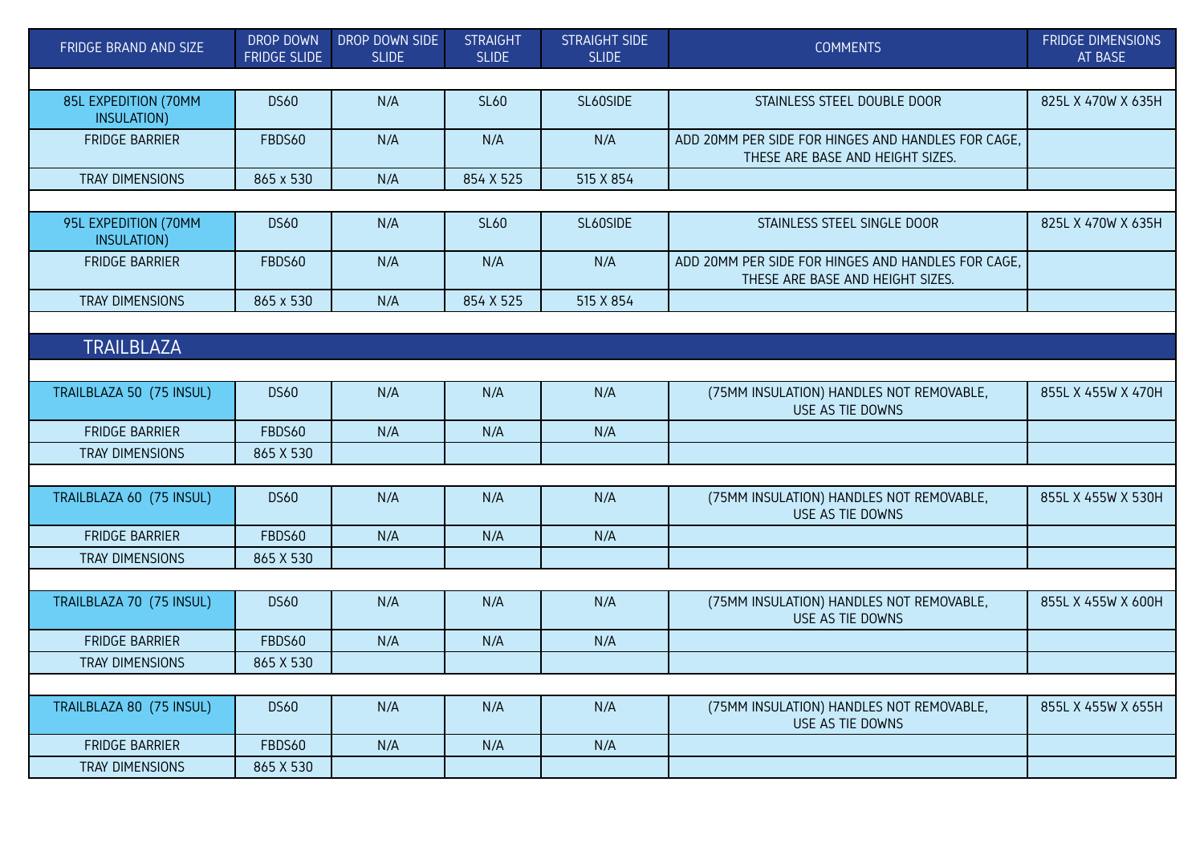| FRIDGE BRAND AND SIZE | DROP DOWN FRIDGE SLIDE | DROP DOWN SIDE SLIDE | STRAIGHT SLIDE | STRAIGHT SIDE SLIDE | COMMENTS | FRIDGE DIMENSIONS AT BASE |
| --- | --- | --- | --- | --- | --- | --- |
| | | | | | | |
| 85L EXPEDITION (70MM INSULATION) | DS60 | N/A | SL60 | SL60SIDE | STAINLESS STEEL DOUBLE DOOR | 825L X 470W X 635H |
| FRIDGE BARRIER | FBDS60 | N/A | N/A | N/A | ADD 20MM PER SIDE FOR HINGES AND HANDLES FOR CAGE, THESE ARE BASE AND HEIGHT SIZES. | |
| TRAY DIMENSIONS | 865 x 530 | N/A | 854 X 525 | 515 X 854 | | |
| | | | | | | |
| 95L EXPEDITION (70MM INSULATION) | DS60 | N/A | SL60 | SL60SIDE | STAINLESS STEEL SINGLE DOOR | 825L X 470W X 635H |
| FRIDGE BARRIER | FBDS60 | N/A | N/A | N/A | ADD 20MM PER SIDE FOR HINGES AND HANDLES FOR CAGE, THESE ARE BASE AND HEIGHT SIZES. | |
| TRAY DIMENSIONS | 865 x 530 | N/A | 854 X 525 | 515 X 854 | | |
| | | | | | | |
| **TRAILBLAZA** | | | | | | |
| | | | | | | |
| TRAILBLAZA 50 (75 INSUL) | DS60 | N/A | N/A | N/A | (75MM INSULATION) HANDLES NOT REMOVABLE, USE AS TIE DOWNS | 855L X 455W X 470H |
| FRIDGE BARRIER | FBDS60 | N/A | N/A | N/A | | |
| TRAY DIMENSIONS | 865 X 530 | | | | | |
| | | | | | | |
| TRAILBLAZA 60 (75 INSUL) | DS60 | N/A | N/A | N/A | (75MM INSULATION) HANDLES NOT REMOVABLE, USE AS TIE DOWNS | 855L X 455W X 530H |
| FRIDGE BARRIER | FBDS60 | N/A | N/A | N/A | | |
| TRAY DIMENSIONS | 865 X 530 | | | | | |
| | | | | | | |
| TRAILBLAZA 70 (75 INSUL) | DS60 | N/A | N/A | N/A | (75MM INSULATION) HANDLES NOT REMOVABLE, USE AS TIE DOWNS | 855L X 455W X 600H |
| FRIDGE BARRIER | FBDS60 | N/A | N/A | N/A | | |
| TRAY DIMENSIONS | 865 X 530 | | | | | |
| | | | | | | |
| TRAILBLAZA 80 (75 INSUL) | DS60 | N/A | N/A | N/A | (75MM INSULATION) HANDLES NOT REMOVABLE, USE AS TIE DOWNS | 855L X 455W X 655H |
| FRIDGE BARRIER | FBDS60 | N/A | N/A | N/A | | |
| TRAY DIMENSIONS | 865 X 530 | | | | | |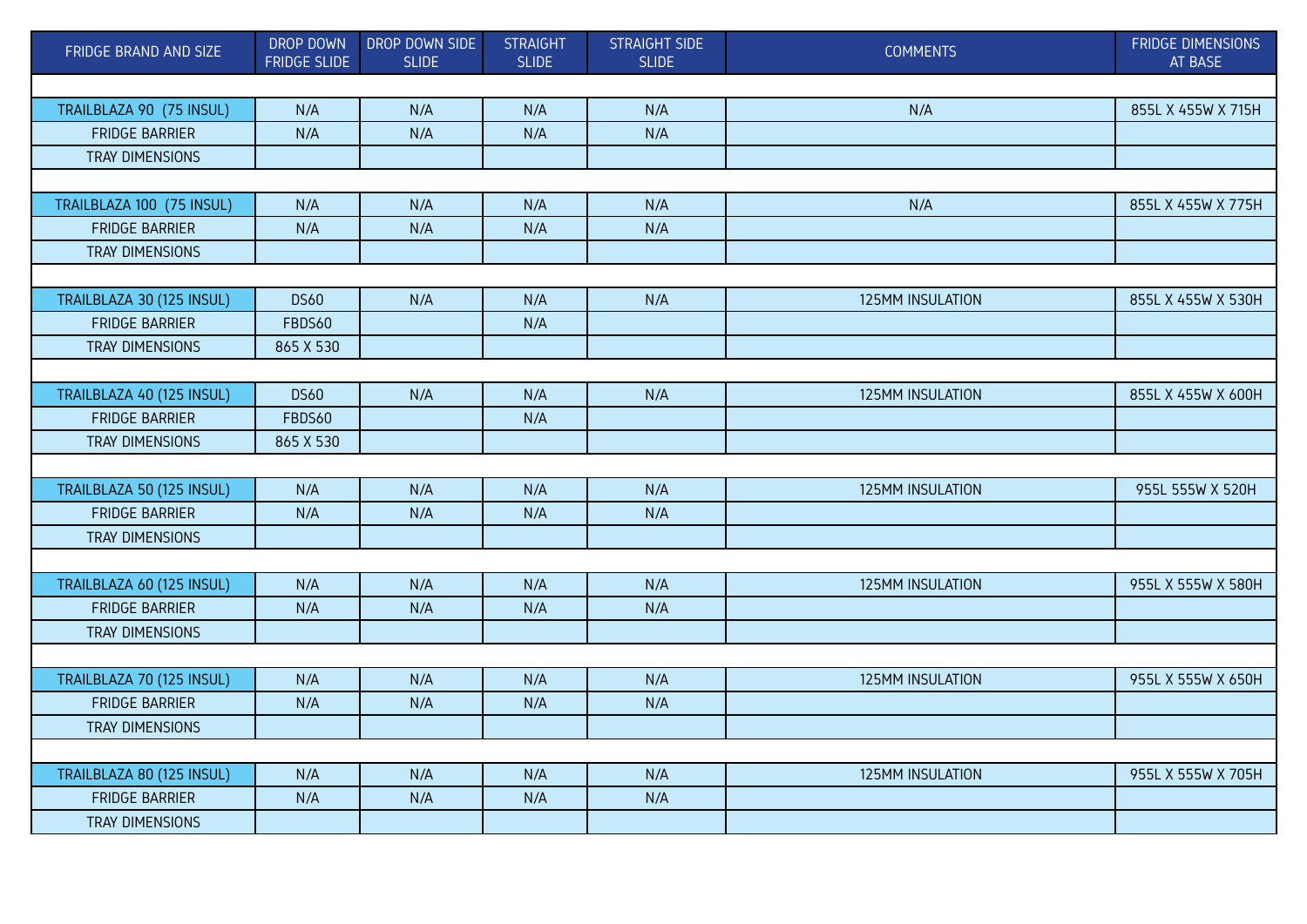| FRIDGE BRAND AND SIZE | DROP DOWN FRIDGE SLIDE | DROP DOWN SIDE SLIDE | STRAIGHT SLIDE | STRAIGHT SIDE SLIDE | COMMENTS | FRIDGE DIMENSIONS AT BASE |
|---|---|---|---|---|---|---|
| | | | | | | |
| TRAILBLAZA 90 (75 INSUL) | N/A | N/A | N/A | N/A | N/A | 855L X 455W X 715H |
| FRIDGE BARRIER | N/A | N/A | N/A | N/A | | |
| TRAY DIMENSIONS | | | | | | |
| | | | | | | |
| TRAILBLAZA 100 (75 INSUL) | N/A | N/A | N/A | N/A | N/A | 855L X 455W X 775H |
| FRIDGE BARRIER | N/A | N/A | N/A | N/A | | |
| TRAY DIMENSIONS | | | | | | |
| | | | | | | |
| TRAILBLAZA 30 (125 INSUL) | DS60 | N/A | N/A | N/A | 125MM INSULATION | 855L X 455W X 530H |
| FRIDGE BARRIER | FBDS60 | | N/A | | | |
| TRAY DIMENSIONS | 865 X 530 | | | | | |
| | | | | | | |
| TRAILBLAZA 40 (125 INSUL) | DS60 | N/A | N/A | N/A | 125MM INSULATION | 855L X 455W X 600H |
| FRIDGE BARRIER | FBDS60 | | N/A | | | |
| TRAY DIMENSIONS | 865 X 530 | | | | | |
| | | | | | | |
| TRAILBLAZA 50 (125 INSUL) | N/A | N/A | N/A | N/A | 125MM INSULATION | 955L 555W X 520H |
| FRIDGE BARRIER | N/A | N/A | N/A | N/A | | |
| TRAY DIMENSIONS | | | | | | |
| | | | | | | |
| TRAILBLAZA 60 (125 INSUL) | N/A | N/A | N/A | N/A | 125MM INSULATION | 955L X 555W X 580H |
| FRIDGE BARRIER | N/A | N/A | N/A | N/A | | |
| TRAY DIMENSIONS | | | | | | |
| | | | | | | |
| TRAILBLAZA 70 (125 INSUL) | N/A | N/A | N/A | N/A | 125MM INSULATION | 955L X 555W X 650H |
| FRIDGE BARRIER | N/A | N/A | N/A | N/A | | |
| TRAY DIMENSIONS | | | | | | |
| | | | | | | |
| TRAILBLAZA 80 (125 INSUL) | N/A | N/A | N/A | N/A | 125MM INSULATION | 955L X 555W X 705H |
| FRIDGE BARRIER | N/A | N/A | N/A | N/A | | |
| TRAY DIMENSIONS | | | | | | |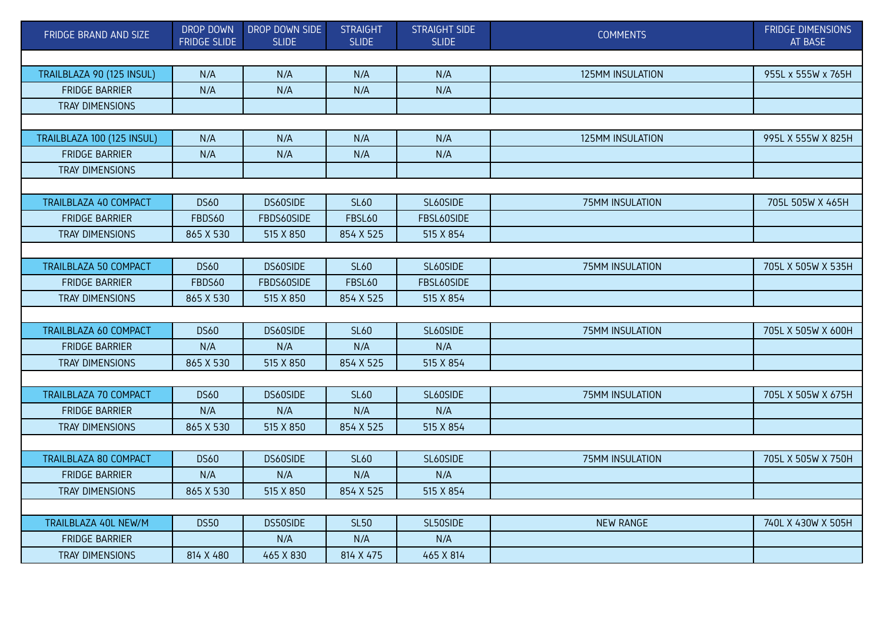| FRIDGE BRAND AND SIZE | DROP DOWN FRIDGE SLIDE | DROP DOWN SIDE SLIDE | STRAIGHT SLIDE | STRAIGHT SIDE SLIDE | COMMENTS | FRIDGE DIMENSIONS AT BASE |
|---|---|---|---|---|---|---|
| | | | | | | |
| TRAILBLAZA 90 (125 INSUL) | N/A | N/A | N/A | N/A | 125MM INSULATION | 955L x 555W x 765H |
| FRIDGE BARRIER | N/A | N/A | N/A | N/A | | |
| TRAY DIMENSIONS | | | | | | |
| | | | | | | |
| TRAILBLAZA 100 (125 INSUL) | N/A | N/A | N/A | N/A | 125MM INSULATION | 995L X 555W X 825H |
| FRIDGE BARRIER | N/A | N/A | N/A | N/A | | |
| TRAY DIMENSIONS | | | | | | |
| | | | | | | |
| TRAILBLAZA 40 COMPACT | DS60 | DS60SIDE | SL60 | SL60SIDE | 75MM INSULATION | 705L 505W X 465H |
| FRIDGE BARRIER | FBDS60 | FBDS60SIDE | FBSL60 | FBSL60SIDE | | |
| TRAY DIMENSIONS | 865 X 530 | 515 X 850 | 854 X 525 | 515 X 854 | | |
| | | | | | | |
| TRAILBLAZA 50 COMPACT | DS60 | DS60SIDE | SL60 | SL60SIDE | 75MM INSULATION | 705L X 505W X 535H |
| FRIDGE BARRIER | FBDS60 | FBDS60SIDE | FBSL60 | FBSL60SIDE | | |
| TRAY DIMENSIONS | 865 X 530 | 515 X 850 | 854 X 525 | 515 X 854 | | |
| | | | | | | |
| TRAILBLAZA 60 COMPACT | DS60 | DS60SIDE | SL60 | SL60SIDE | 75MM INSULATION | 705L X 505W X 600H |
| FRIDGE BARRIER | N/A | N/A | N/A | N/A | | |
| TRAY DIMENSIONS | 865 X 530 | 515 X 850 | 854 X 525 | 515 X 854 | | |
| | | | | | | |
| TRAILBLAZA 70 COMPACT | DS60 | DS60SIDE | SL60 | SL60SIDE | 75MM INSULATION | 705L X 505W X 675H |
| FRIDGE BARRIER | N/A | N/A | N/A | N/A | | |
| TRAY DIMENSIONS | 865 X 530 | 515 X 850 | 854 X 525 | 515 X 854 | | |
| | | | | | | |
| TRAILBLAZA 80 COMPACT | DS60 | DS60SIDE | SL60 | SL60SIDE | 75MM INSULATION | 705L X 505W X 750H |
| FRIDGE BARRIER | N/A | N/A | N/A | N/A | | |
| TRAY DIMENSIONS | 865 X 530 | 515 X 850 | 854 X 525 | 515 X 854 | | |
| | | | | | | |
| TRAILBLAZA 40L NEW/M | DS50 | DS50SIDE | SL50 | SL50SIDE | NEW RANGE | 740L X 430W X 505H |
| FRIDGE BARRIER | | N/A | N/A | N/A | | |
| TRAY DIMENSIONS | 814 X 480 | 465 X 830 | 814 X 475 | 465 X 814 | | |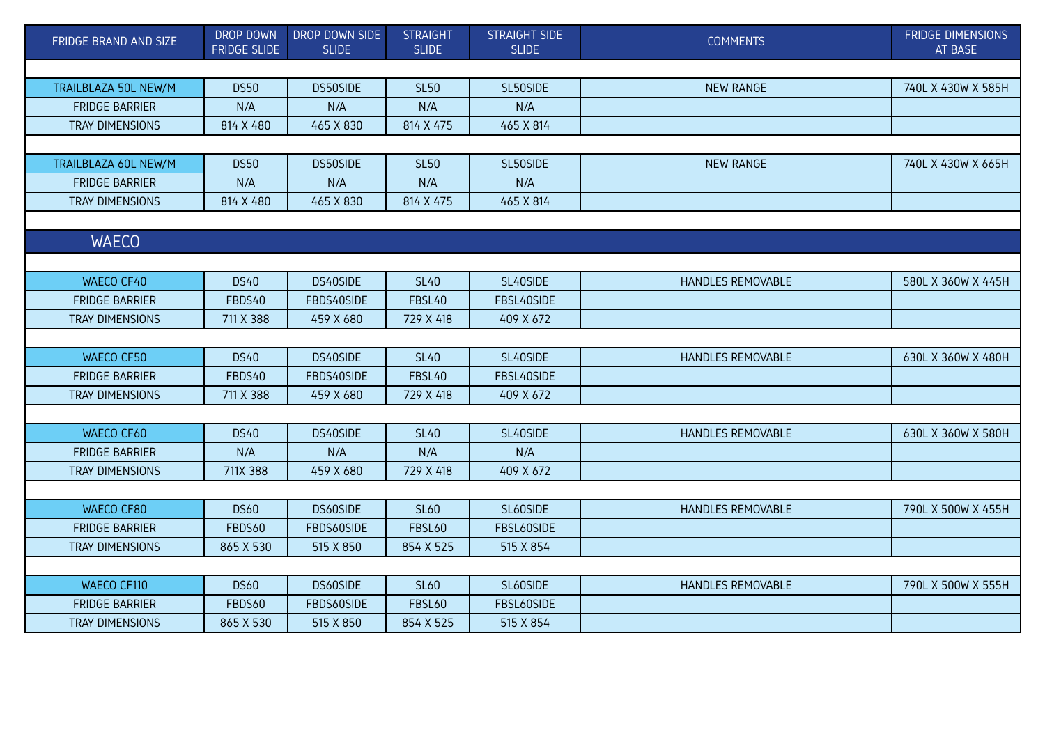| FRIDGE BRAND AND SIZE | DROP DOWN FRIDGE SLIDE | DROP DOWN SIDE SLIDE | STRAIGHT SLIDE | STRAIGHT SIDE SLIDE | COMMENTS | FRIDGE DIMENSIONS AT BASE |
|---|---|---|---|---|---|---|
| TRAILBLAZA 50L NEW/M | DS50 | DS50SIDE | SL50 | SL50SIDE | NEW RANGE | 740L X 430W X 585H |
| FRIDGE BARRIER | N/A | N/A | N/A | N/A | | |
| TRAY DIMENSIONS | 814 X 480 | 465 X 830 | 814 X 475 | 465 X 814 | | |
| TRAILBLAZA 60L NEW/M | DS50 | DS50SIDE | SL50 | SL50SIDE | NEW RANGE | 740L X 430W X 665H |
| FRIDGE BARRIER | N/A | N/A | N/A | N/A | | |
| TRAY DIMENSIONS | 814 X 480 | 465 X 830 | 814 X 475 | 465 X 814 | | |

## WAECO

| FRIDGE BRAND AND SIZE | DROP DOWN FRIDGE SLIDE | DROP DOWN SIDE SLIDE | STRAIGHT SLIDE | STRAIGHT SIDE SLIDE | COMMENTS | FRIDGE DIMENSIONS AT BASE |
|---|---|---|---|---|---|---|
| WAECO CF40 | DS40 | DS40SIDE | SL40 | SL40SIDE | HANDLES REMOVABLE | 580L X 360W X 445H |
| FRIDGE BARRIER | FBDS40 | FBDS40SIDE | FBSL40 | FBSL40SIDE | | |
| TRAY DIMENSIONS | 711 X 388 | 459 X 680 | 729 X 418 | 409 X 672 | | |
| WAECO CF50 | DS40 | DS40SIDE | SL40 | SL40SIDE | HANDLES REMOVABLE | 630L X 360W X 480H |
| FRIDGE BARRIER | FBDS40 | FBDS40SIDE | FBSL40 | FBSL40SIDE | | |
| TRAY DIMENSIONS | 711 X 388 | 459 X 680 | 729 X 418 | 409 X 672 | | |
| WAECO CF60 | DS40 | DS40SIDE | SL40 | SL40SIDE | HANDLES REMOVABLE | 630L X 360W X 580H |
| FRIDGE BARRIER | N/A | N/A | N/A | N/A | | |
| TRAY DIMENSIONS | 711X 388 | 459 X 680 | 729 X 418 | 409 X 672 | | |
| WAECO CF80 | DS60 | DS60SIDE | SL60 | SL60SIDE | HANDLES REMOVABLE | 790L X 500W X 455H |
| FRIDGE BARRIER | FBDS60 | FBDS60SIDE | FBSL60 | FBSL60SIDE | | |
| TRAY DIMENSIONS | 865 X 530 | 515 X 850 | 854 X 525 | 515 X 854 | | |
| WAECO CF110 | DS60 | DS60SIDE | SL60 | SL60SIDE | HANDLES REMOVABLE | 790L X 500W X 555H |
| FRIDGE BARRIER | FBDS60 | FBDS60SIDE | FBSL60 | FBSL60SIDE | | |
| TRAY DIMENSIONS | 865 X 530 | 515 X 850 | 854 X 525 | 515 X 854 | | |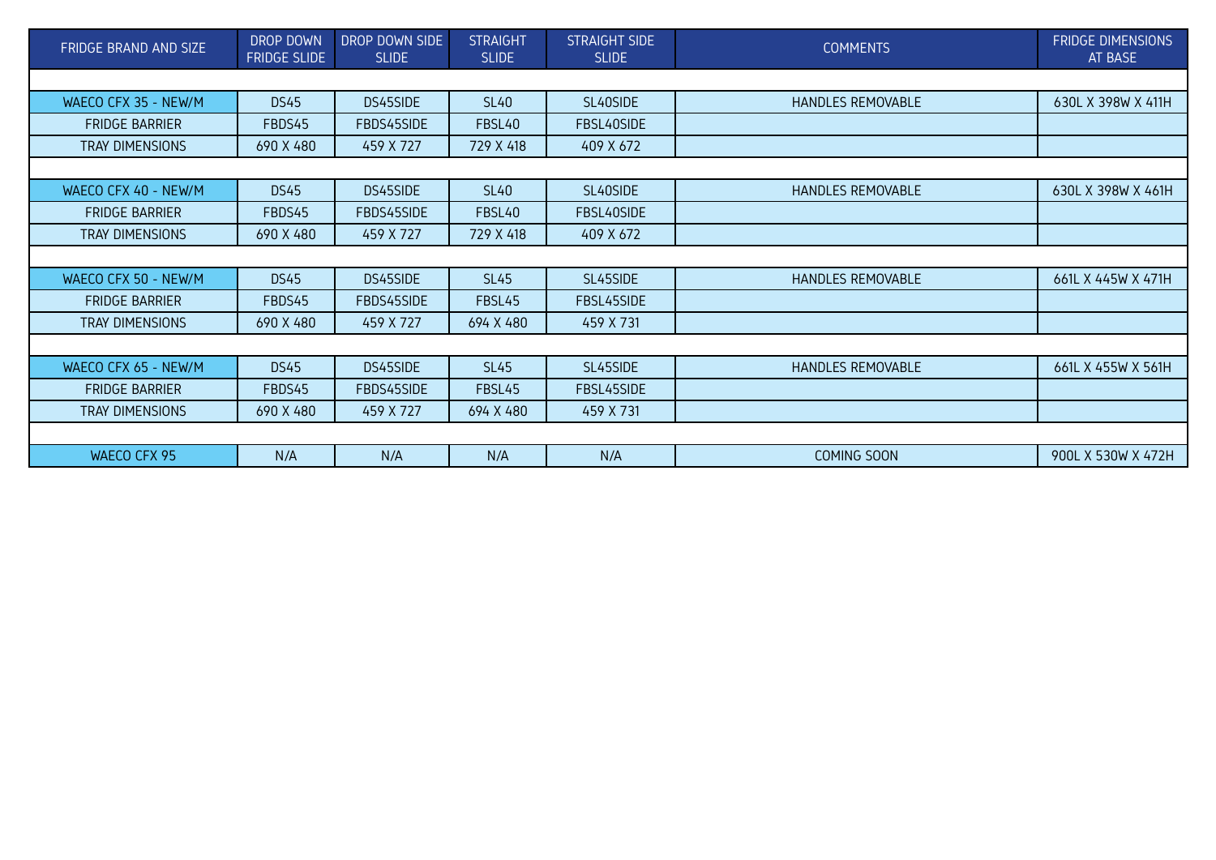| FRIDGE BRAND AND SIZE | DROP DOWN FRIDGE SLIDE | DROP DOWN SIDE SLIDE | STRAIGHT SLIDE | STRAIGHT SIDE SLIDE | COMMENTS | FRIDGE DIMENSIONS AT BASE |
|---|---|---|---|---|---|---|
| | | | | | | |
| WAECO CFX 35 - NEW/M | DS45 | DS45SIDE | SL40 | SL40SIDE | HANDLES REMOVABLE | 630L X 398W X 411H |
| FRIDGE BARRIER | FBDS45 | FBDS45SIDE | FBSL40 | FBSL40SIDE | | |
| TRAY DIMENSIONS | 690 X 480 | 459 X 727 | 729 X 418 | 409 X 672 | | |
| | | | | | | |
| WAECO CFX 40 - NEW/M | DS45 | DS45SIDE | SL40 | SL40SIDE | HANDLES REMOVABLE | 630L X 398W X 461H |
| FRIDGE BARRIER | FBDS45 | FBDS45SIDE | FBSL40 | FBSL40SIDE | | |
| TRAY DIMENSIONS | 690 X 480 | 459 X 727 | 729 X 418 | 409 X 672 | | |
| | | | | | | |
| WAECO CFX 50 - NEW/M | DS45 | DS45SIDE | SL45 | SL45SIDE | HANDLES REMOVABLE | 661L X 445W X 471H |
| FRIDGE BARRIER | FBDS45 | FBDS45SIDE | FBSL45 | FBSL45SIDE | | |
| TRAY DIMENSIONS | 690 X 480 | 459 X 727 | 694 X 480 | 459 X 731 | | |
| | | | | | | |
| WAECO CFX 65 - NEW/M | DS45 | DS45SIDE | SL45 | SL45SIDE | HANDLES REMOVABLE | 661L X 455W X 561H |
| FRIDGE BARRIER | FBDS45 | FBDS45SIDE | FBSL45 | FBSL45SIDE | | |
| TRAY DIMENSIONS | 690 X 480 | 459 X 727 | 694 X 480 | 459 X 731 | | |
| | | | | | | |
| WAECO CFX 95 | N/A | N/A | N/A | N/A | COMING SOON | 900L X 530W X 472H |